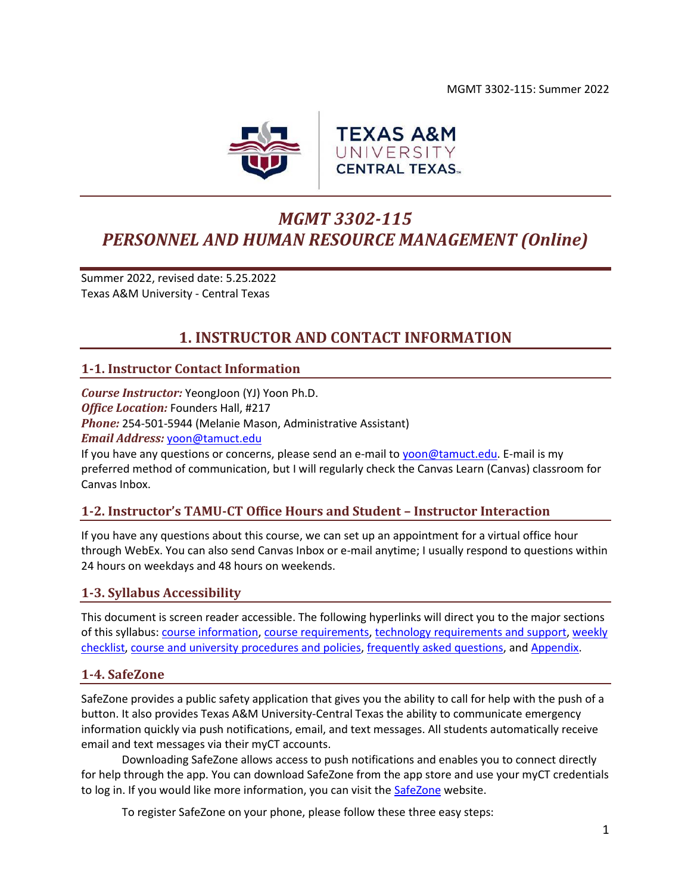# *MGMT 3302-115*
# *PERSONNEL AND HUMAN RESOURCE MANAGEMENT (Online)*

Summer 2022, revised date: 5.25.2022
Texas A&M University - Central Texas

## 1. INSTRUCTOR AND CONTACT INFORMATION

### 1-1. Instructor Contact Information

***Course Instructor:*** YeongJoon (YJ) Yoon Ph.D.
***Office Location:*** Founders Hall, #217
***Phone:*** 254-501-5944 (Melanie Mason, Administrative Assistant)
***Email Address:*** yoon@tamuct.edu
If you have any questions or concerns, please send an e-mail to yoon@tamuct.edu. E-mail is my preferred method of communication, but I will regularly check the Canvas Learn (Canvas) classroom for Canvas Inbox.

### 1-2. Instructor's TAMU-CT Office Hours and Student – Instructor Interaction

If you have any questions about this course, we can set up an appointment for a virtual office hour through WebEx. You can also send Canvas Inbox or e-mail anytime; I usually respond to questions within 24 hours on weekdays and 48 hours on weekends.

### 1-3. Syllabus Accessibility

This document is screen reader accessible. The following hyperlinks will direct you to the major sections of this syllabus: course information, course requirements, technology requirements and support, weekly checklist, course and university procedures and policies, frequently asked questions, and Appendix.

### 1-4. SafeZone

SafeZone provides a public safety application that gives you the ability to call for help with the push of a button. It also provides Texas A&M University-Central Texas the ability to communicate emergency information quickly via push notifications, email, and text messages. All students automatically receive email and text messages via their myCT accounts.

Downloading SafeZone allows access to push notifications and enables you to connect directly for help through the app. You can download SafeZone from the app store and use your myCT credentials to log in. If you would like more information, you can visit the SafeZone website.

To register SafeZone on your phone, please follow these three easy steps: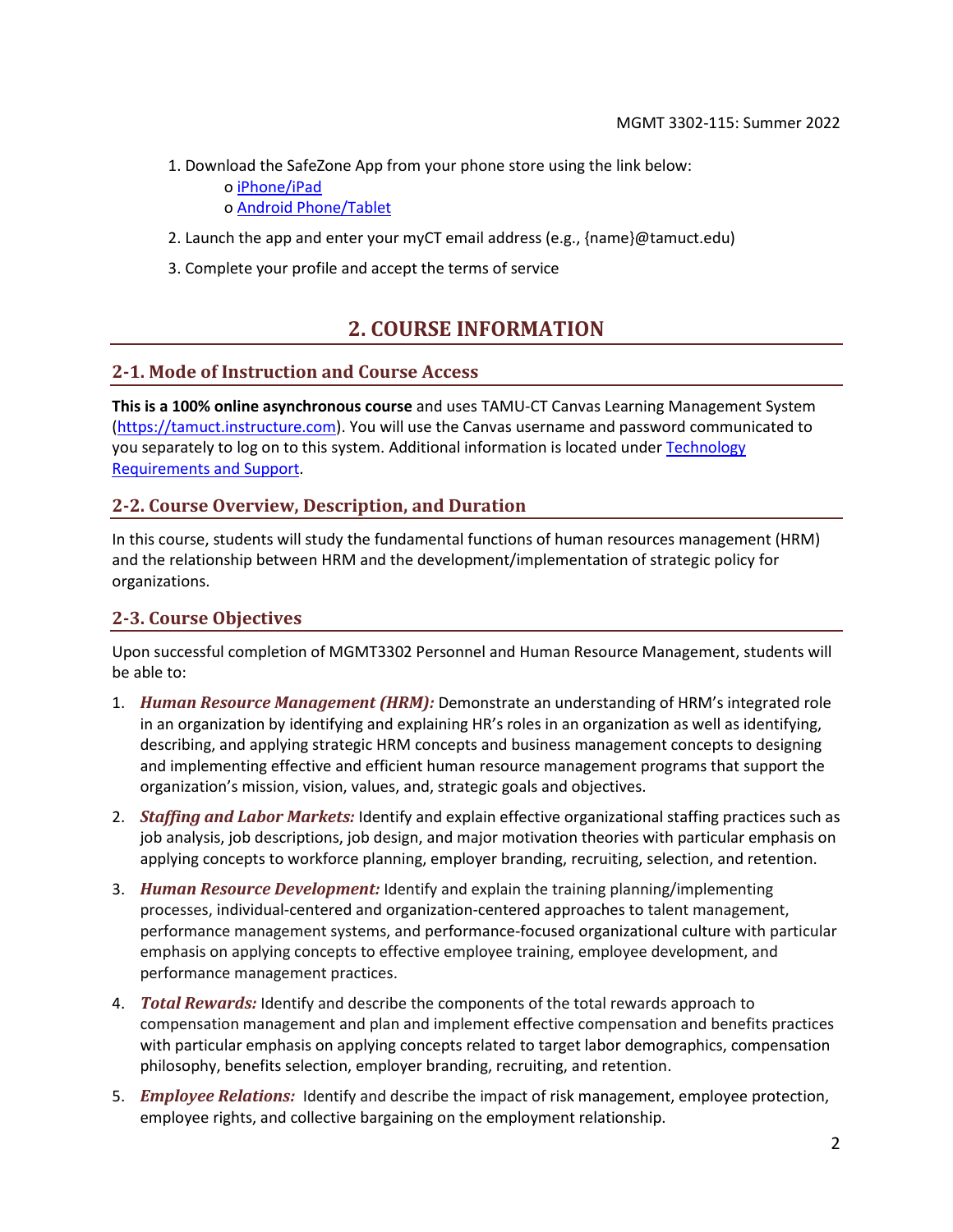1. Download the SafeZone App from your phone store using the link below:
   - o iPhone/iPad
   - o Android Phone/Tablet
2. Launch the app and enter your myCT email address (e.g., {name}@tamuct.edu)
3. Complete your profile and accept the terms of service

# 2. COURSE INFORMATION

## 2-1. Mode of Instruction and Course Access

**This is a 100% online asynchronous course** and uses TAMU-CT Canvas Learning Management System (https://tamuct.instructure.com). You will use the Canvas username and password communicated to you separately to log on to this system. Additional information is located under Technology Requirements and Support.

## 2-2. Course Overview, Description, and Duration

In this course, students will study the fundamental functions of human resources management (HRM) and the relationship between HRM and the development/implementation of strategic policy for organizations.

## 2-3. Course Objectives

Upon successful completion of MGMT3302 Personnel and Human Resource Management, students will be able to:

1. ***Human Resource Management (HRM):*** Demonstrate an understanding of HRM's integrated role in an organization by identifying and explaining HR's roles in an organization as well as identifying, describing, and applying strategic HRM concepts and business management concepts to designing and implementing effective and efficient human resource management programs that support the organization's mission, vision, values, and, strategic goals and objectives.
2. ***Staffing and Labor Markets:*** Identify and explain effective organizational staffing practices such as job analysis, job descriptions, job design, and major motivation theories with particular emphasis on applying concepts to workforce planning, employer branding, recruiting, selection, and retention.
3. ***Human Resource Development:*** Identify and explain the training planning/implementing processes, individual-centered and organization-centered approaches to talent management, performance management systems, and performance-focused organizational culture with particular emphasis on applying concepts to effective employee training, employee development, and performance management practices.
4. ***Total Rewards:*** Identify and describe the components of the total rewards approach to compensation management and plan and implement effective compensation and benefits practices with particular emphasis on applying concepts related to target labor demographics, compensation philosophy, benefits selection, employer branding, recruiting, and retention.
5. ***Employee Relations:*** Identify and describe the impact of risk management, employee protection, employee rights, and collective bargaining on the employment relationship.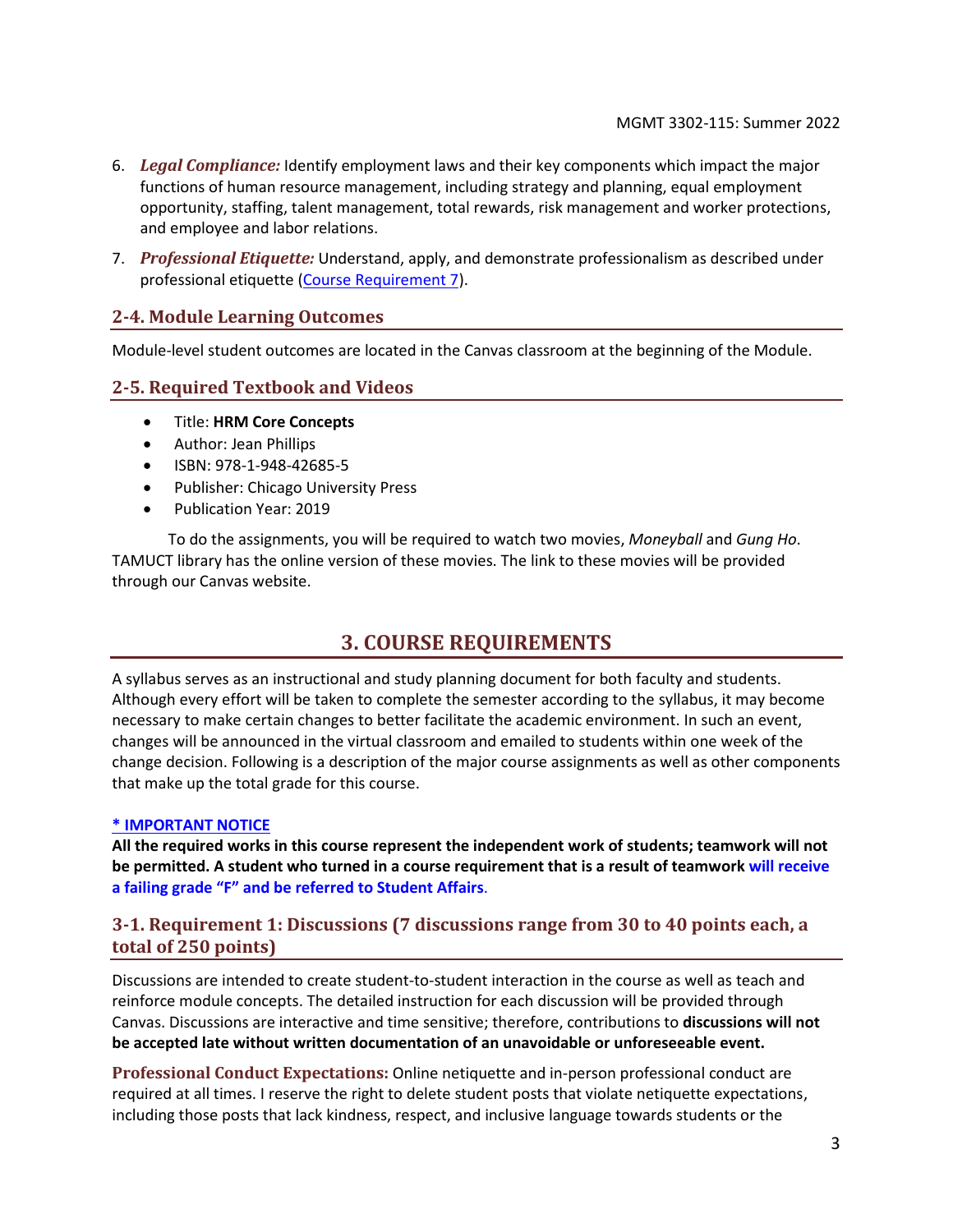6. ***Legal Compliance:*** Identify employment laws and their key components which impact the major functions of human resource management, including strategy and planning, equal employment opportunity, staffing, talent management, total rewards, risk management and worker protections, and employee and labor relations.
7. ***Professional Etiquette:*** Understand, apply, and demonstrate professionalism as described under professional etiquette (Course Requirement 7).

### 2-4. Module Learning Outcomes

Module-level student outcomes are located in the Canvas classroom at the beginning of the Module.

### 2-5. Required Textbook and Videos

- Title: **HRM Core Concepts**
- Author: Jean Phillips
- ISBN: 978-1-948-42685-5
- Publisher: Chicago University Press
- Publication Year: 2019

To do the assignments, you will be required to watch two movies, *Moneyball* and *Gung Ho*. TAMUCT library has the online version of these movies. The link to these movies will be provided through our Canvas website.

## 3. COURSE REQUIREMENTS

A syllabus serves as an instructional and study planning document for both faculty and students. Although every effort will be taken to complete the semester according to the syllabus, it may become necessary to make certain changes to better facilitate the academic environment. In such an event, changes will be announced in the virtual classroom and emailed to students within one week of the change decision. Following is a description of the major course assignments as well as other components that make up the total grade for this course.

**\* IMPORTANT NOTICE**

**All the required works in this course represent the independent work of students; teamwork will not be permitted. A student who turned in a course requirement that is a result of teamwork will receive a failing grade "F" and be referred to Student Affairs.**

### 3-1. Requirement 1: Discussions (7 discussions range from 30 to 40 points each, a total of 250 points)

Discussions are intended to create student-to-student interaction in the course as well as teach and reinforce module concepts. The detailed instruction for each discussion will be provided through Canvas. Discussions are interactive and time sensitive; therefore, contributions to **discussions will not be accepted late without written documentation of an unavoidable or unforeseeable event.**

**Professional Conduct Expectations:** Online netiquette and in-person professional conduct are required at all times. I reserve the right to delete student posts that violate netiquette expectations, including those posts that lack kindness, respect, and inclusive language towards students or the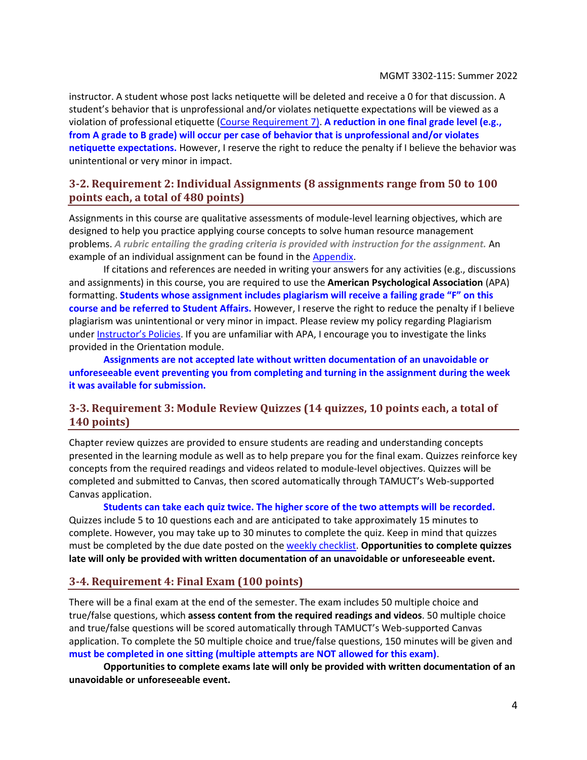instructor. A student whose post lacks netiquette will be deleted and receive a 0 for that discussion. A student's behavior that is unprofessional and/or violates netiquette expectations will be viewed as a violation of professional etiquette (Course Requirement 7). **A reduction in one final grade level (e.g., from A grade to B grade) will occur per case of behavior that is unprofessional and/or violates netiquette expectations.** However, I reserve the right to reduce the penalty if I believe the behavior was unintentional or very minor in impact.

## 3-2. Requirement 2: Individual Assignments (8 assignments range from 50 to 100 points each, a total of 480 points)

Assignments in this course are qualitative assessments of module-level learning objectives, which are designed to help you practice applying course concepts to solve human resource management problems. ***A rubric entailing the grading criteria is provided with instruction for the assignment.*** An example of an individual assignment can be found in the Appendix.

If citations and references are needed in writing your answers for any activities (e.g., discussions and assignments) in this course, you are required to use the **American Psychological Association** (APA) formatting. **Students whose assignment includes plagiarism will receive a failing grade "F" on this course and be referred to Student Affairs.** However, I reserve the right to reduce the penalty if I believe plagiarism was unintentional or very minor in impact. Please review my policy regarding Plagiarism under Instructor's Policies. If you are unfamiliar with APA, I encourage you to investigate the links provided in the Orientation module.

**Assignments are not accepted late without written documentation of an unavoidable or unforeseeable event preventing you from completing and turning in the assignment during the week it was available for submission.**

## 3-3. Requirement 3: Module Review Quizzes (14 quizzes, 10 points each, a total of 140 points)

Chapter review quizzes are provided to ensure students are reading and understanding concepts presented in the learning module as well as to help prepare you for the final exam. Quizzes reinforce key concepts from the required readings and videos related to module-level objectives. Quizzes will be completed and submitted to Canvas, then scored automatically through TAMUCT's Web-supported Canvas application.

**Students can take each quiz twice. The higher score of the two attempts will be recorded.** Quizzes include 5 to 10 questions each and are anticipated to take approximately 15 minutes to complete. However, you may take up to 30 minutes to complete the quiz. Keep in mind that quizzes must be completed by the due date posted on the weekly checklist. **Opportunities to complete quizzes late will only be provided with written documentation of an unavoidable or unforeseeable event.**

## 3-4. Requirement 4: Final Exam (100 points)

There will be a final exam at the end of the semester. The exam includes 50 multiple choice and true/false questions, which **assess content from the required readings and videos**. 50 multiple choice and true/false questions will be scored automatically through TAMUCT's Web-supported Canvas application. To complete the 50 multiple choice and true/false questions, 150 minutes will be given and **must be completed in one sitting (multiple attempts are NOT allowed for this exam)**.

**Opportunities to complete exams late will only be provided with written documentation of an unavoidable or unforeseeable event.**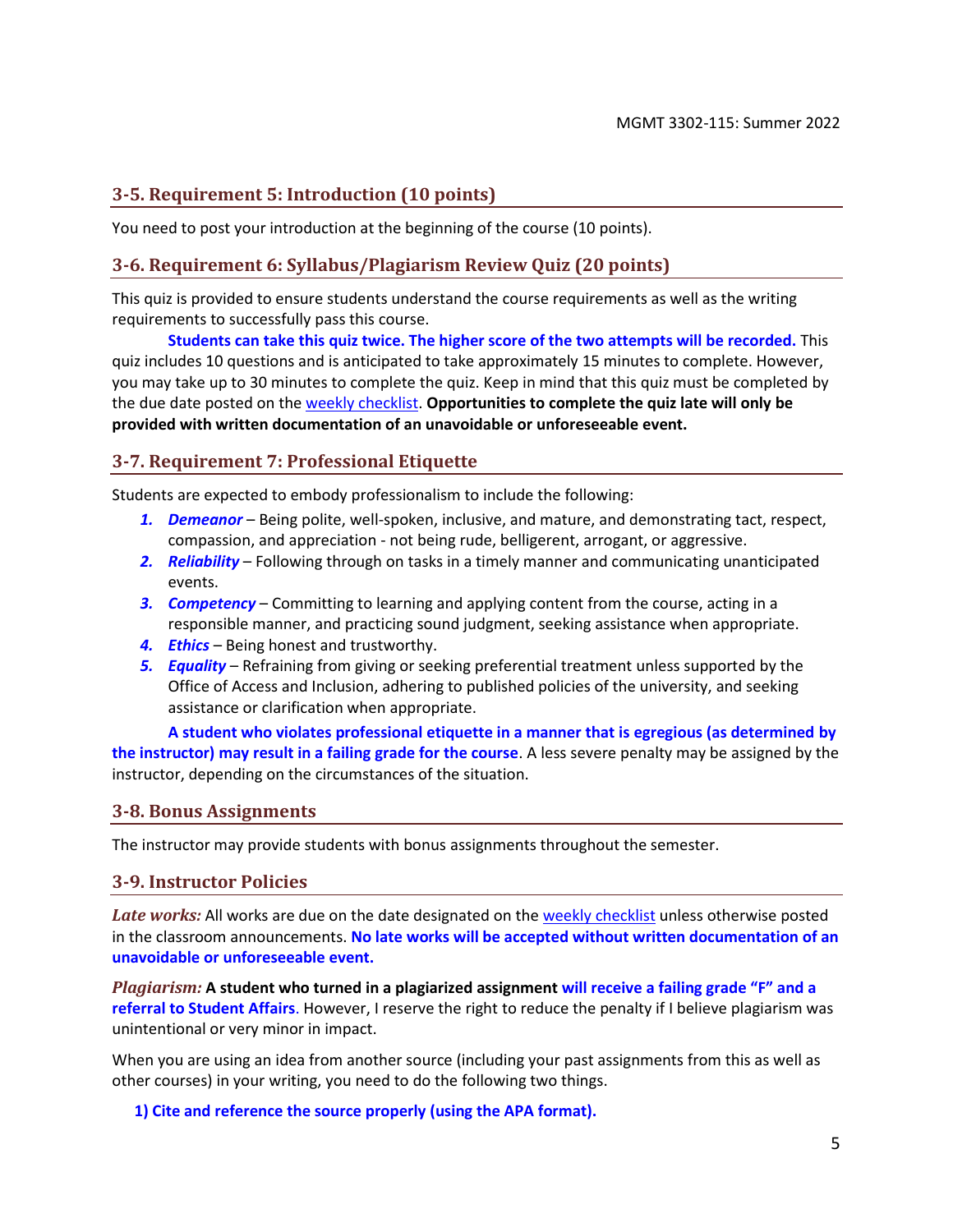## 3-5. Requirement 5: Introduction (10 points)

You need to post your introduction at the beginning of the course (10 points).

## 3-6. Requirement 6: Syllabus/Plagiarism Review Quiz (20 points)

This quiz is provided to ensure students understand the course requirements as well as the writing requirements to successfully pass this course.

**Students can take this quiz twice. The higher score of the two attempts will be recorded.** This quiz includes 10 questions and is anticipated to take approximately 15 minutes to complete. However, you may take up to 30 minutes to complete the quiz. Keep in mind that this quiz must be completed by the due date posted on the weekly checklist. **Opportunities to complete the quiz late will only be provided with written documentation of an unavoidable or unforeseeable event.**

## 3-7. Requirement 7: Professional Etiquette

Students are expected to embody professionalism to include the following:

1. ***Demeanor*** – Being polite, well-spoken, inclusive, and mature, and demonstrating tact, respect, compassion, and appreciation - not being rude, belligerent, arrogant, or aggressive.
2. ***Reliability*** – Following through on tasks in a timely manner and communicating unanticipated events.
3. ***Competency*** – Committing to learning and applying content from the course, acting in a responsible manner, and practicing sound judgment, seeking assistance when appropriate.
4. ***Ethics*** – Being honest and trustworthy.
5. ***Equality*** – Refraining from giving or seeking preferential treatment unless supported by the Office of Access and Inclusion, adhering to published policies of the university, and seeking assistance or clarification when appropriate.

**A student who violates professional etiquette in a manner that is egregious (as determined by the instructor) may result in a failing grade for the course**. A less severe penalty may be assigned by the instructor, depending on the circumstances of the situation.

## 3-8. Bonus Assignments

The instructor may provide students with bonus assignments throughout the semester.

## 3-9. Instructor Policies

***Late works:*** All works are due on the date designated on the weekly checklist unless otherwise posted in the classroom announcements. **No late works will be accepted without written documentation of an unavoidable or unforeseeable event.**

***Plagiarism:*** **A student who turned in a plagiarized assignment will receive a failing grade "F" and a referral to Student Affairs**. However, I reserve the right to reduce the penalty if I believe plagiarism was unintentional or very minor in impact.

When you are using an idea from another source (including your past assignments from this as well as other courses) in your writing, you need to do the following two things.

**1) Cite and reference the source properly (using the APA format).**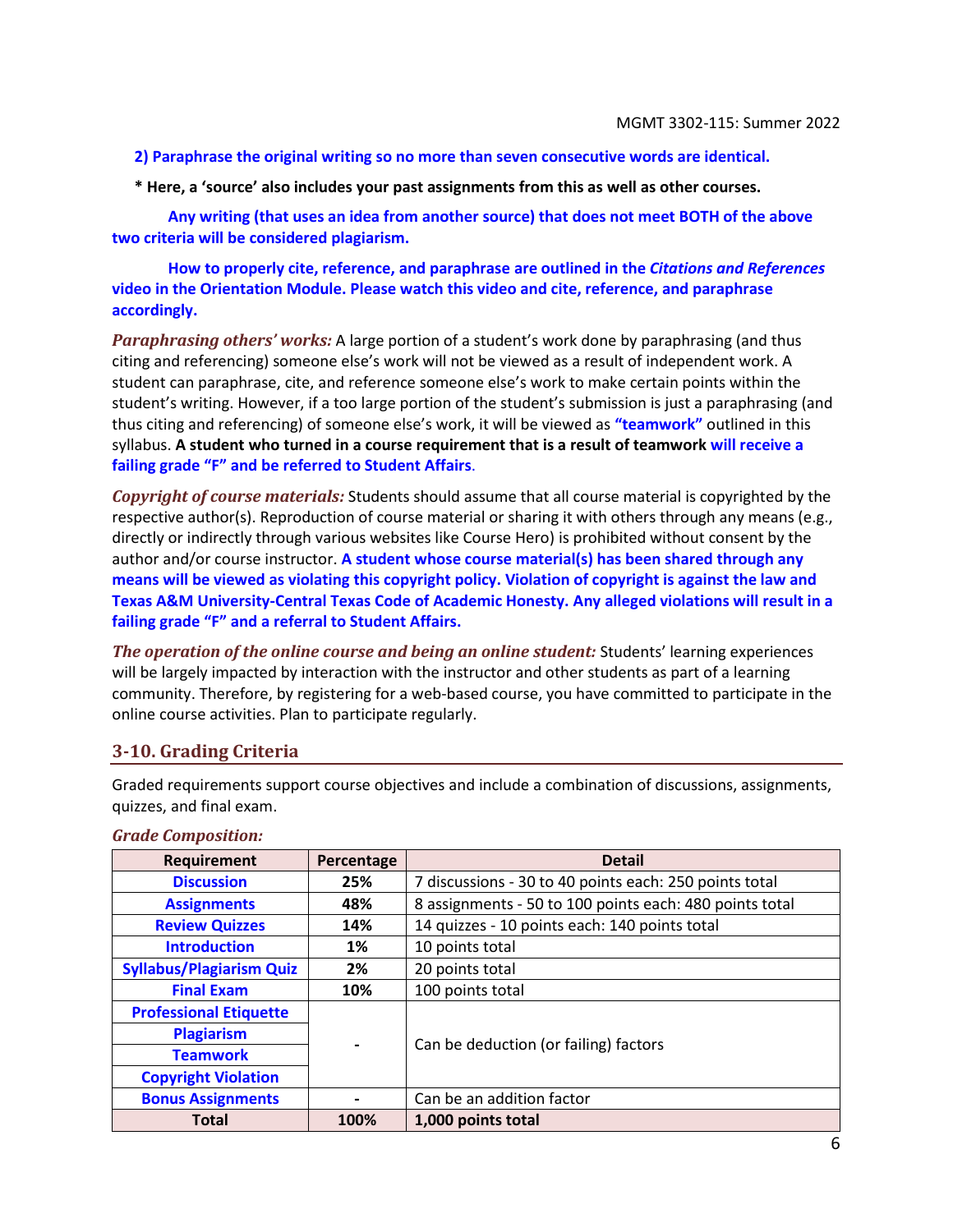**2) Paraphrase the original writing so no more than seven consecutive words are identical.**

**\* Here, a 'source' also includes your past assignments from this as well as other courses.**

**Any writing (that uses an idea from another source) that does not meet BOTH of the above two criteria will be considered plagiarism.**

**How to properly cite, reference, and paraphrase are outlined in the *Citations and References* video in the Orientation Module. Please watch this video and cite, reference, and paraphrase accordingly.**

***Paraphrasing others' works:*** A large portion of a student's work done by paraphrasing (and thus citing and referencing) someone else's work will not be viewed as a result of independent work. A student can paraphrase, cite, and reference someone else's work to make certain points within the student's writing. However, if a too large portion of the student's submission is just a paraphrasing (and thus citing and referencing) of someone else's work, it will be viewed as **"teamwork"** outlined in this syllabus. **A student who turned in a course requirement that is a result of teamwork will receive a failing grade "F" and be referred to Student Affairs**.

***Copyright of course materials:*** Students should assume that all course material is copyrighted by the respective author(s). Reproduction of course material or sharing it with others through any means (e.g., directly or indirectly through various websites like Course Hero) is prohibited without consent by the author and/or course instructor. **A student whose course material(s) has been shared through any means will be viewed as violating this copyright policy. Violation of copyright is against the law and Texas A&M University-Central Texas Code of Academic Honesty. Any alleged violations will result in a failing grade "F" and a referral to Student Affairs.**

***The operation of the online course and being an online student:*** Students' learning experiences will be largely impacted by interaction with the instructor and other students as part of a learning community. Therefore, by registering for a web-based course, you have committed to participate in the online course activities. Plan to participate regularly.

## 3-10. Grading Criteria

Graded requirements support course objectives and include a combination of discussions, assignments, quizzes, and final exam.

***Grade Composition:***

| Requirement | Percentage | Detail |
|---|---|---|
| **Discussion** | **25%** | 7 discussions - 30 to 40 points each: 250 points total |
| **Assignments** | **48%** | 8 assignments - 50 to 100 points each: 480 points total |
| **Review Quizzes** | **14%** | 14 quizzes - 10 points each: 140 points total |
| **Introduction** | **1%** | 10 points total |
| **Syllabus/Plagiarism Quiz** | **2%** | 20 points total |
| **Final Exam** | **10%** | 100 points total |
| **Professional Etiquette** | - | Can be deduction (or failing) factors |
| **Plagiarism** | | |
| **Teamwork** | | |
| **Copyright Violation** | | |
| **Bonus Assignments** | - | Can be an addition factor |
| **Total** | **100%** | **1,000 points total** |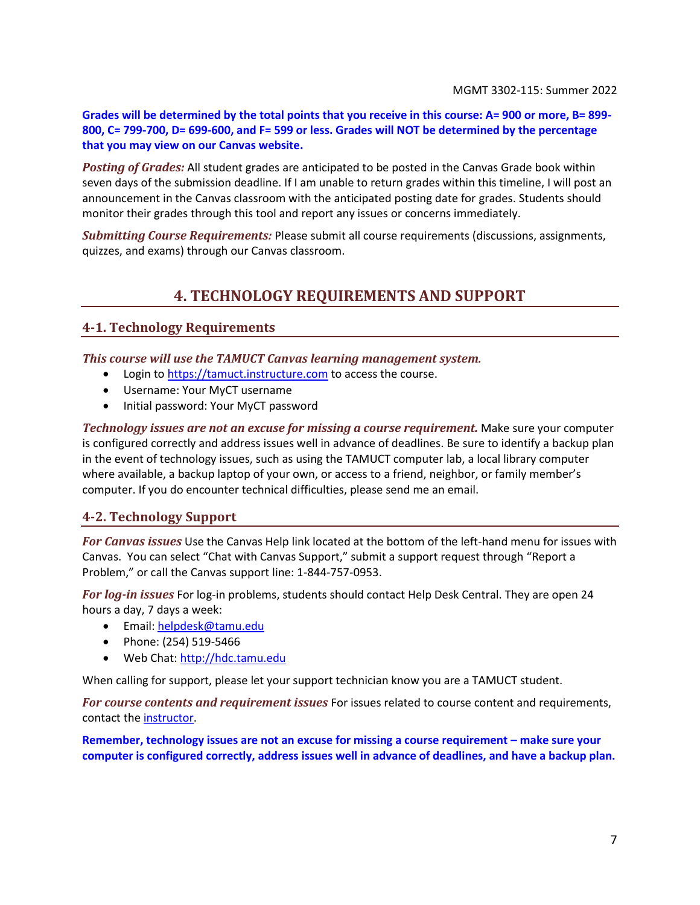**Grades will be determined by the total points that you receive in this course: A= 900 or more, B= 899-800, C= 799-700, D= 699-600, and F= 599 or less. Grades will NOT be determined by the percentage that you may view on our Canvas website.**

***Posting of Grades:*** All student grades are anticipated to be posted in the Canvas Grade book within seven days of the submission deadline. If I am unable to return grades within this timeline, I will post an announcement in the Canvas classroom with the anticipated posting date for grades. Students should monitor their grades through this tool and report any issues or concerns immediately.

***Submitting Course Requirements:*** Please submit all course requirements (discussions, assignments, quizzes, and exams) through our Canvas classroom.

## 4. TECHNOLOGY REQUIREMENTS AND SUPPORT

### 4-1. Technology Requirements

***This course will use the TAMUCT Canvas learning management system.***

- Login to https://tamuct.instructure.com to access the course.
- Username: Your MyCT username
- Initial password: Your MyCT password

***Technology issues are not an excuse for missing a course requirement.*** Make sure your computer is configured correctly and address issues well in advance of deadlines. Be sure to identify a backup plan in the event of technology issues, such as using the TAMUCT computer lab, a local library computer where available, a backup laptop of your own, or access to a friend, neighbor, or family member's computer. If you do encounter technical difficulties, please send me an email.

### 4-2. Technology Support

***For Canvas issues*** Use the Canvas Help link located at the bottom of the left-hand menu for issues with Canvas. You can select "Chat with Canvas Support," submit a support request through "Report a Problem," or call the Canvas support line: 1-844-757-0953.

***For log-in issues*** For log-in problems, students should contact Help Desk Central. They are open 24 hours a day, 7 days a week:

- Email: helpdesk@tamu.edu
- Phone: (254) 519-5466
- Web Chat: http://hdc.tamu.edu

When calling for support, please let your support technician know you are a TAMUCT student.

***For course contents and requirement issues*** For issues related to course content and requirements, contact the instructor.

**Remember, technology issues are not an excuse for missing a course requirement – make sure your computer is configured correctly, address issues well in advance of deadlines, and have a backup plan.**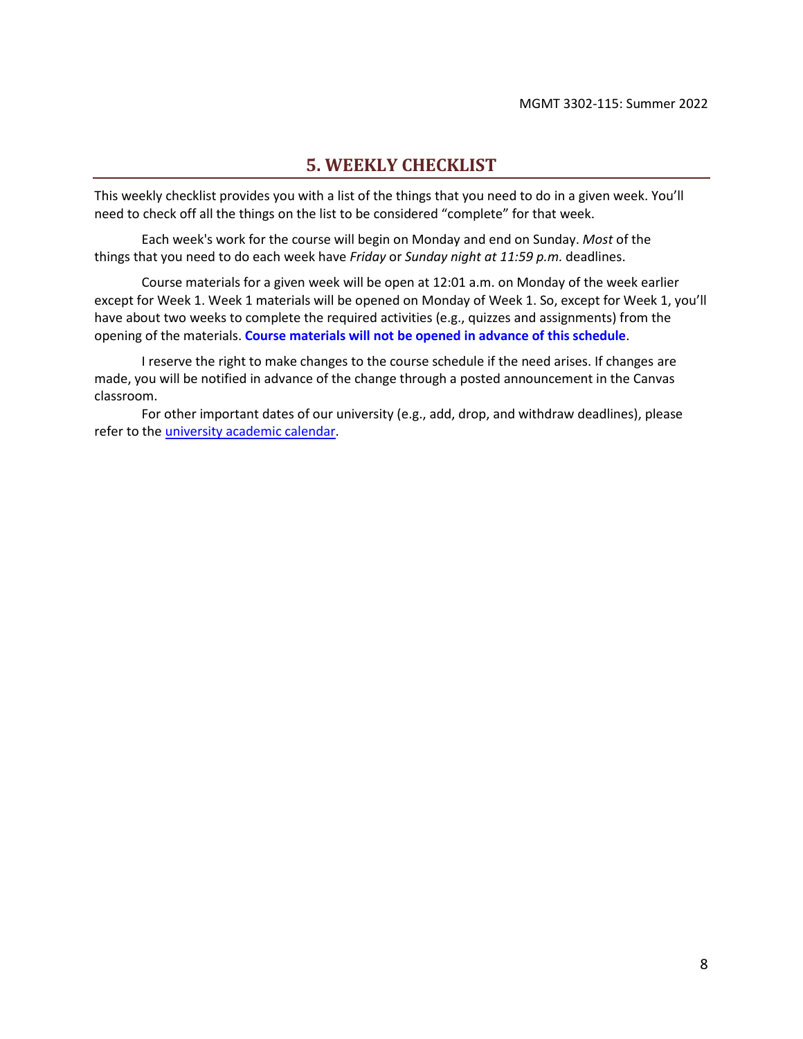## 5. WEEKLY CHECKLIST

This weekly checklist provides you with a list of the things that you need to do in a given week. You'll need to check off all the things on the list to be considered "complete" for that week.

Each week's work for the course will begin on Monday and end on Sunday. *Most* of the things that you need to do each week have *Friday* or *Sunday night at 11:59 p.m.* deadlines.

Course materials for a given week will be open at 12:01 a.m. on Monday of the week earlier except for Week 1. Week 1 materials will be opened on Monday of Week 1. So, except for Week 1, you'll have about two weeks to complete the required activities (e.g., quizzes and assignments) from the opening of the materials. **Course materials will not be opened in advance of this schedule**.

I reserve the right to make changes to the course schedule if the need arises. If changes are made, you will be notified in advance of the change through a posted announcement in the Canvas classroom.

For other important dates of our university (e.g., add, drop, and withdraw deadlines), please refer to the university academic calendar.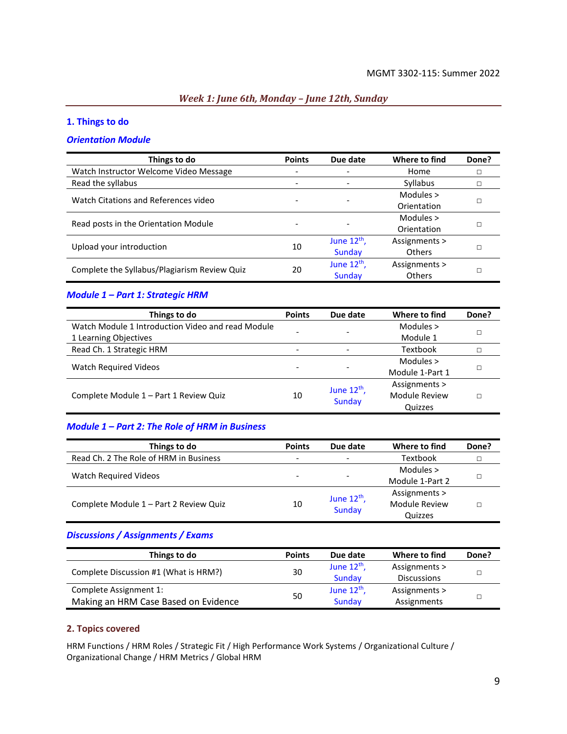### *Week 1: June 6th, Monday – June 12th, Sunday*

## 1. Things to do

### *Orientation Module*

| Things to do | Points | Due date | Where to find | Done? |
|---|---|---|---|---|
| Watch Instructor Welcome Video Message | - | - | Home | □ |
| Read the syllabus | - | - | Syllabus | □ |
| Watch Citations and References video | - | - | Modules > Orientation | □ |
| Read posts in the Orientation Module | - | - | Modules > Orientation | □ |
| Upload your introduction | 10 | June 12th, Sunday | Assignments > Others | □ |
| Complete the Syllabus/Plagiarism Review Quiz | 20 | June 12th, Sunday | Assignments > Others | □ |

### *Module 1 – Part 1: Strategic HRM*

| Things to do | Points | Due date | Where to find | Done? |
|---|---|---|---|---|
| Watch Module 1 Introduction Video and read Module 1 Learning Objectives | - | - | Modules > Module 1 | □ |
| Read Ch. 1 Strategic HRM | - | - | Textbook | □ |
| Watch Required Videos | - | - | Modules > Module 1-Part 1 | □ |
| Complete Module 1 – Part 1 Review Quiz | 10 | June 12th, Sunday | Assignments > Module Review Quizzes | □ |

### *Module 1 – Part 2: The Role of HRM in Business*

| Things to do | Points | Due date | Where to find | Done? |
|---|---|---|---|---|
| Read Ch. 2 The Role of HRM in Business | - | - | Textbook | □ |
| Watch Required Videos | - | - | Modules > Module 1-Part 2 | □ |
| Complete Module 1 – Part 2 Review Quiz | 10 | June 12th, Sunday | Assignments > Module Review Quizzes | □ |

### *Discussions / Assignments / Exams*

| Things to do | Points | Due date | Where to find | Done? |
|---|---|---|---|---|
| Complete Discussion #1 (What is HRM?) | 30 | June 12th, Sunday | Assignments > Discussions | □ |
| Complete Assignment 1: Making an HRM Case Based on Evidence | 50 | June 12th, Sunday | Assignments > Assignments | □ |

## 2. Topics covered

HRM Functions / HRM Roles / Strategic Fit / High Performance Work Systems / Organizational Culture / Organizational Change / HRM Metrics / Global HRM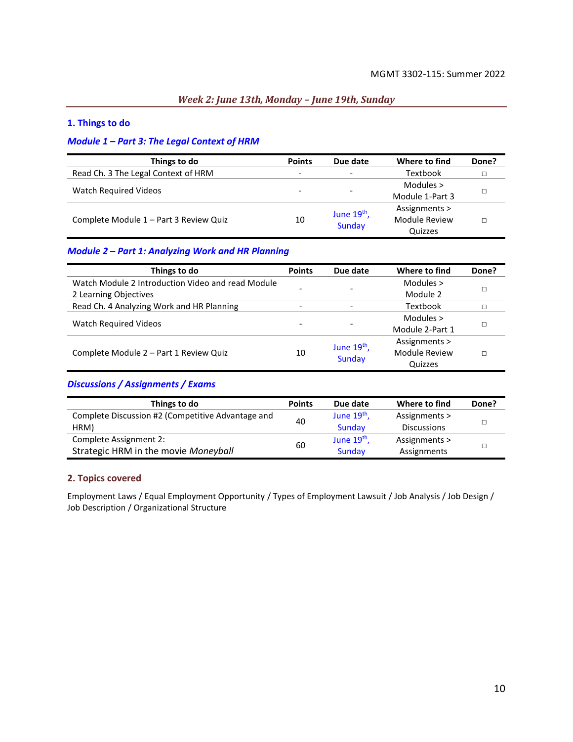## *Week 2: June 13th, Monday – June 19th, Sunday*

### 1. Things to do

#### *Module 1 – Part 3: The Legal Context of HRM*

| Things to do | Points | Due date | Where to find | Done? |
|---|---|---|---|---|
| Read Ch. 3 The Legal Context of HRM | - | - | Textbook | □ |
| Watch Required Videos | - | - | Modules > Module 1-Part 3 | □ |
| Complete Module 1 – Part 3 Review Quiz | 10 | June 19th, Sunday | Assignments > Module Review Quizzes | □ |

#### *Module 2 – Part 1: Analyzing Work and HR Planning*

| Things to do | Points | Due date | Where to find | Done? |
|---|---|---|---|---|
| Watch Module 2 Introduction Video and read Module 2 Learning Objectives | - | - | Modules > Module 2 | □ |
| Read Ch. 4 Analyzing Work and HR Planning | - | - | Textbook | □ |
| Watch Required Videos | - | - | Modules > Module 2-Part 1 | □ |
| Complete Module 2 – Part 1 Review Quiz | 10 | June 19th, Sunday | Assignments > Module Review Quizzes | □ |

#### *Discussions / Assignments / Exams*

| Things to do | Points | Due date | Where to find | Done? |
|---|---|---|---|---|
| Complete Discussion #2 (Competitive Advantage and HRM) | 40 | June 19th, Sunday | Assignments > Discussions | □ |
| Complete Assignment 2: Strategic HRM in the movie *Moneyball* | 60 | June 19th, Sunday | Assignments > Assignments | □ |

### 2. Topics covered

Employment Laws / Equal Employment Opportunity / Types of Employment Lawsuit / Job Analysis / Job Design / Job Description / Organizational Structure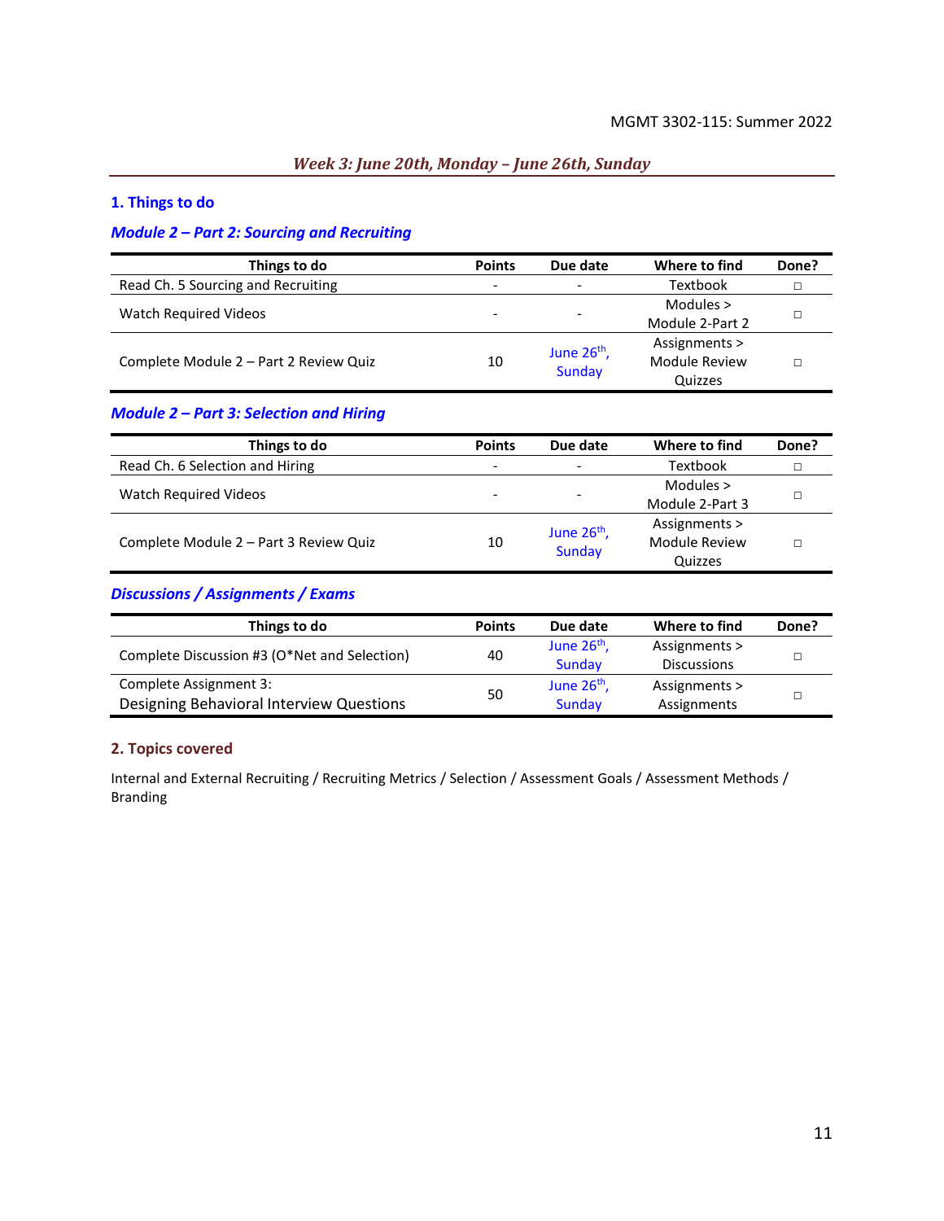## Week 3: June 20th, Monday – June 26th, Sunday

### 1. Things to do

#### Module 2 – Part 2: Sourcing and Recruiting

| Things to do | Points | Due date | Where to find | Done? |
|---|---|---|---|---|
| Read Ch. 5 Sourcing and Recruiting | - | - | Textbook | □ |
| Watch Required Videos | - | - | Modules > Module 2-Part 2 | □ |
| Complete Module 2 – Part 2 Review Quiz | 10 | June 26th, Sunday | Assignments > Module Review Quizzes | □ |

#### Module 2 – Part 3: Selection and Hiring

| Things to do | Points | Due date | Where to find | Done? |
|---|---|---|---|---|
| Read Ch. 6 Selection and Hiring | - | - | Textbook | □ |
| Watch Required Videos | - | - | Modules > Module 2-Part 3 | □ |
| Complete Module 2 – Part 3 Review Quiz | 10 | June 26th, Sunday | Assignments > Module Review Quizzes | □ |

#### Discussions / Assignments / Exams

| Things to do | Points | Due date | Where to find | Done? |
|---|---|---|---|---|
| Complete Discussion #3 (O*Net and Selection) | 40 | June 26th, Sunday | Assignments > Discussions | □ |
| Complete Assignment 3: Designing Behavioral Interview Questions | 50 | June 26th, Sunday | Assignments > Assignments | □ |

### 2. Topics covered

Internal and External Recruiting / Recruiting Metrics / Selection / Assessment Goals / Assessment Methods / Branding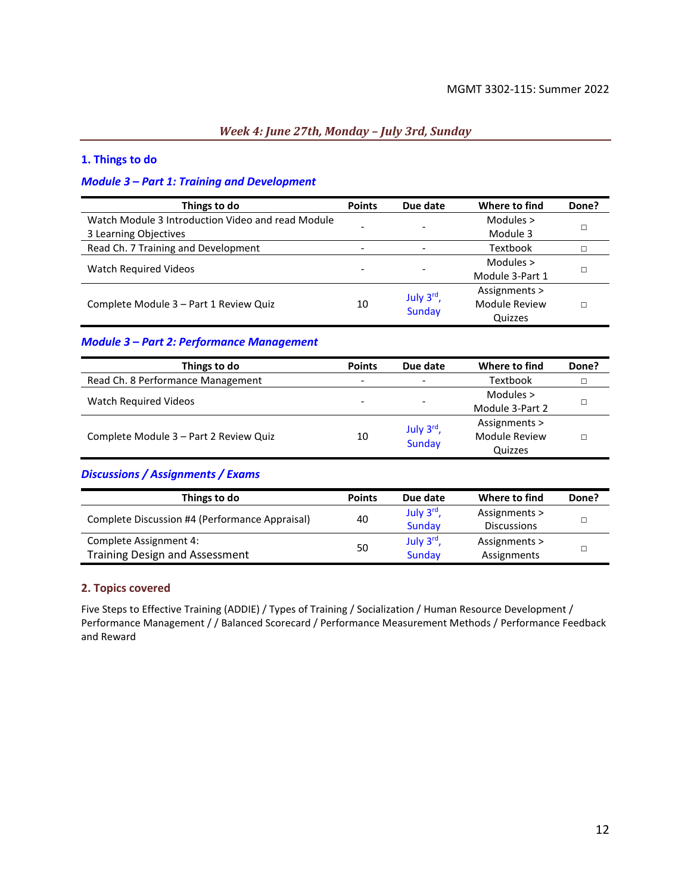### *Week 4: June 27th, Monday – July 3rd, Sunday*

## 1. Things to do

### *Module 3 – Part 1: Training and Development*

| Things to do | Points | Due date | Where to find | Done? |
|---|---|---|---|---|
| Watch Module 3 Introduction Video and read Module 3 Learning Objectives | - | - | Modules > Module 3 | □ |
| Read Ch. 7 Training and Development | - | - | Textbook | □ |
| Watch Required Videos | - | - | Modules > Module 3-Part 1 | □ |
| Complete Module 3 – Part 1 Review Quiz | 10 | July 3rd, Sunday | Assignments > Module Review Quizzes | □ |

### *Module 3 – Part 2: Performance Management*

| Things to do | Points | Due date | Where to find | Done? |
|---|---|---|---|---|
| Read Ch. 8 Performance Management | - | - | Textbook | □ |
| Watch Required Videos | - | - | Modules > Module 3-Part 2 | □ |
| Complete Module 3 – Part 2 Review Quiz | 10 | July 3rd, Sunday | Assignments > Module Review Quizzes | □ |

### *Discussions / Assignments / Exams*

| Things to do | Points | Due date | Where to find | Done? |
|---|---|---|---|---|
| Complete Discussion #4 (Performance Appraisal) | 40 | July 3rd, Sunday | Assignments > Discussions | □ |
| Complete Assignment 4: Training Design and Assessment | 50 | July 3rd, Sunday | Assignments > Assignments | □ |

## 2. Topics covered

Five Steps to Effective Training (ADDIE) / Types of Training / Socialization / Human Resource Development / Performance Management / / Balanced Scorecard / Performance Measurement Methods / Performance Feedback and Reward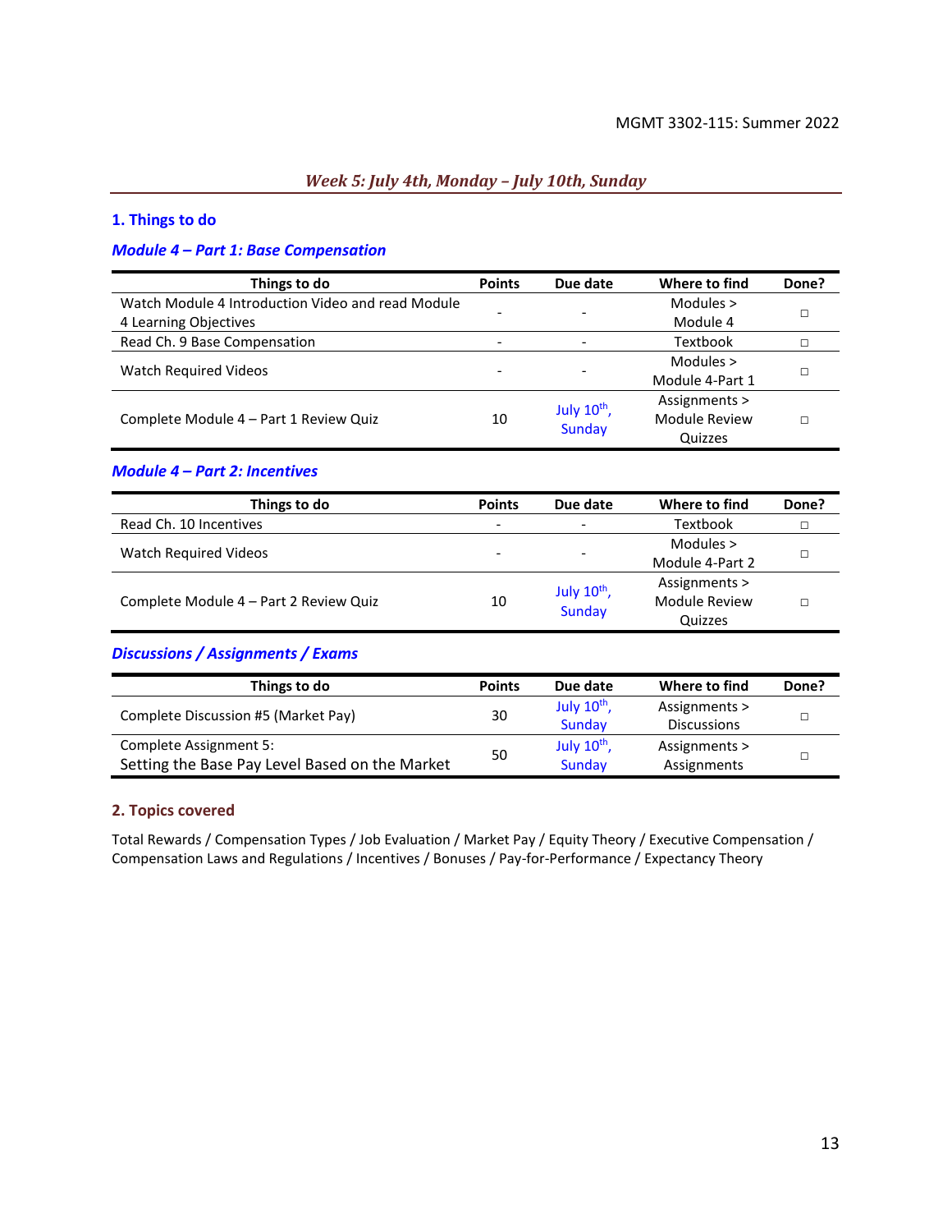## *Week 5: July 4th, Monday – July 10th, Sunday*

### 1. Things to do

### *Module 4 – Part 1: Base Compensation*

| Things to do | Points | Due date | Where to find | Done? |
|---|---|---|---|---|
| Watch Module 4 Introduction Video and read Module 4 Learning Objectives | - | - | Modules > Module 4 | □ |
| Read Ch. 9 Base Compensation | - | - | Textbook | □ |
| Watch Required Videos | - | - | Modules > Module 4-Part 1 | □ |
| Complete Module 4 – Part 1 Review Quiz | 10 | July 10th, Sunday | Assignments > Module Review Quizzes | □ |

### *Module 4 – Part 2: Incentives*

| Things to do | Points | Due date | Where to find | Done? |
|---|---|---|---|---|
| Read Ch. 10 Incentives | - | - | Textbook | □ |
| Watch Required Videos | - | - | Modules > Module 4-Part 2 | □ |
| Complete Module 4 – Part 2 Review Quiz | 10 | July 10th, Sunday | Assignments > Module Review Quizzes | □ |

### *Discussions / Assignments / Exams*

| Things to do | Points | Due date | Where to find | Done? |
|---|---|---|---|---|
| Complete Discussion #5 (Market Pay) | 30 | July 10th, Sunday | Assignments > Discussions | □ |
| Complete Assignment 5: Setting the Base Pay Level Based on the Market | 50 | July 10th, Sunday | Assignments > Assignments | □ |

### 2. Topics covered

Total Rewards / Compensation Types / Job Evaluation / Market Pay / Equity Theory / Executive Compensation / Compensation Laws and Regulations / Incentives / Bonuses / Pay-for-Performance / Expectancy Theory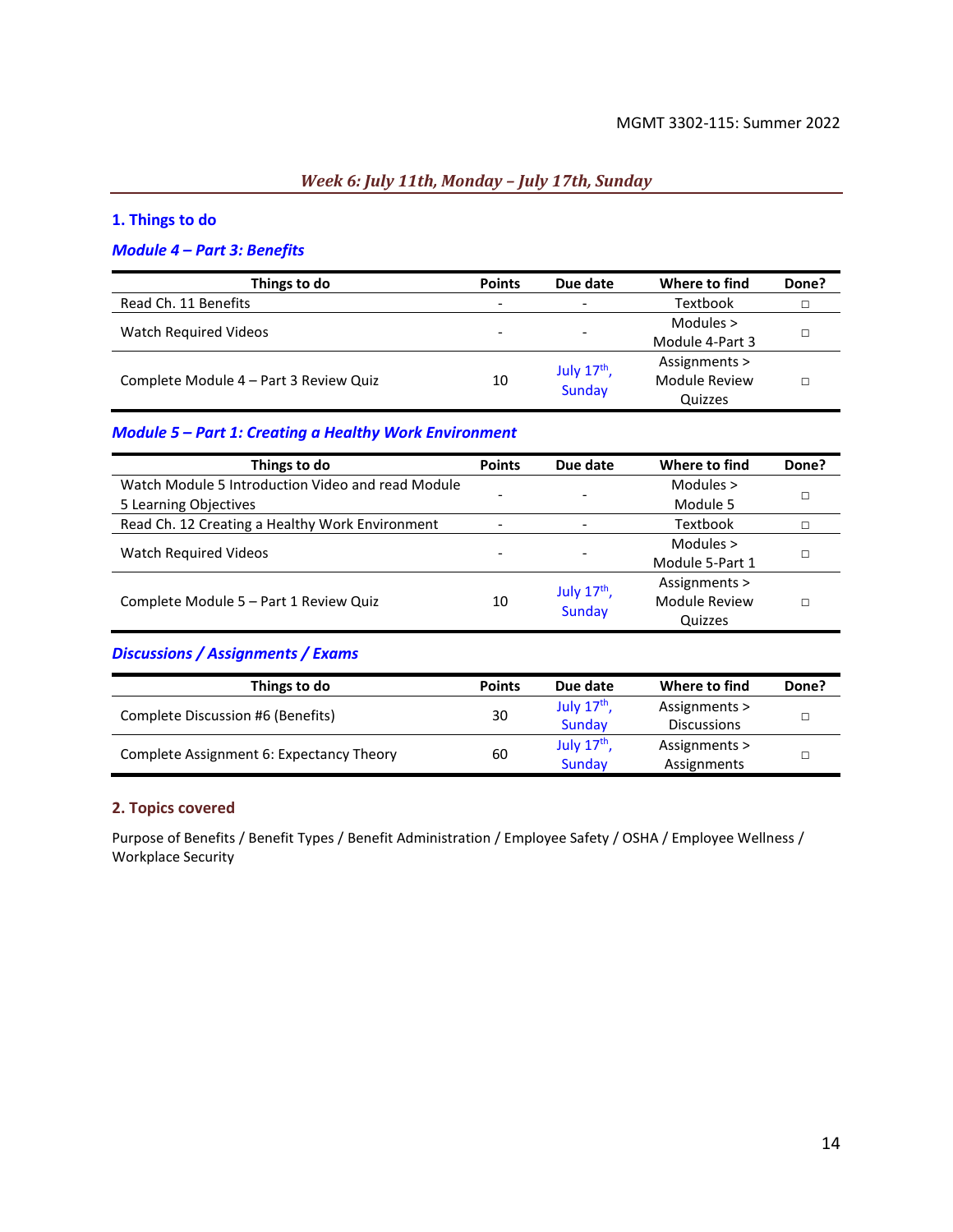## *Week 6: July 11th, Monday – July 17th, Sunday*

### 1. Things to do

#### *Module 4 – Part 3: Benefits*

| Things to do | Points | Due date | Where to find | Done? |
|---|---|---|---|---|
| Read Ch. 11 Benefits | - | - | Textbook | □ |
| Watch Required Videos | - | - | Modules > Module 4-Part 3 | □ |
| Complete Module 4 – Part 3 Review Quiz | 10 | July 17th, Sunday | Assignments > Module Review Quizzes | □ |

#### *Module 5 – Part 1: Creating a Healthy Work Environment*

| Things to do | Points | Due date | Where to find | Done? |
|---|---|---|---|---|
| Watch Module 5 Introduction Video and read Module 5 Learning Objectives | - | - | Modules > Module 5 | □ |
| Read Ch. 12 Creating a Healthy Work Environment | - | - | Textbook | □ |
| Watch Required Videos | - | - | Modules > Module 5-Part 1 | □ |
| Complete Module 5 – Part 1 Review Quiz | 10 | July 17th, Sunday | Assignments > Module Review Quizzes | □ |

#### *Discussions / Assignments / Exams*

| Things to do | Points | Due date | Where to find | Done? |
|---|---|---|---|---|
| Complete Discussion #6 (Benefits) | 30 | July 17th, Sunday | Assignments > Discussions | □ |
| Complete Assignment 6: Expectancy Theory | 60 | July 17th, Sunday | Assignments > Assignments | □ |

### 2. Topics covered

Purpose of Benefits / Benefit Types / Benefit Administration / Employee Safety / OSHA / Employee Wellness / Workplace Security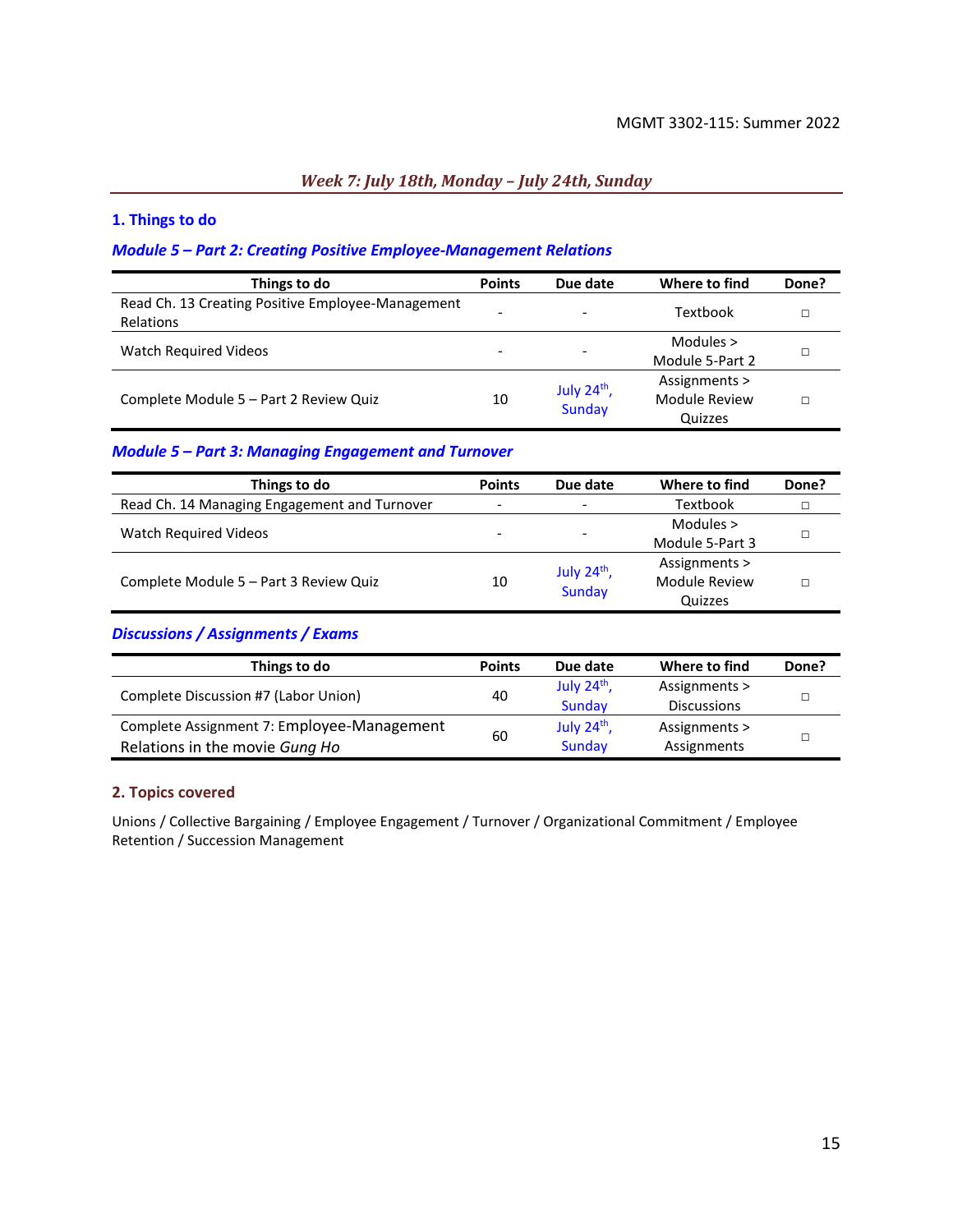## *Week 7: July 18th, Monday – July 24th, Sunday*

### 1. Things to do

#### *Module 5 – Part 2: Creating Positive Employee-Management Relations*

| Things to do | Points | Due date | Where to find | Done? |
|---|---|---|---|---|
| Read Ch. 13 Creating Positive Employee-Management Relations | - | - | Textbook | □ |
| Watch Required Videos | - | - | Modules > Module 5-Part 2 | □ |
| Complete Module 5 – Part 2 Review Quiz | 10 | July 24th, Sunday | Assignments > Module Review Quizzes | □ |

#### *Module 5 – Part 3: Managing Engagement and Turnover*

| Things to do | Points | Due date | Where to find | Done? |
|---|---|---|---|---|
| Read Ch. 14 Managing Engagement and Turnover | - | - | Textbook | □ |
| Watch Required Videos | - | - | Modules > Module 5-Part 3 | □ |
| Complete Module 5 – Part 3 Review Quiz | 10 | July 24th, Sunday | Assignments > Module Review Quizzes | □ |

#### *Discussions / Assignments / Exams*

| Things to do | Points | Due date | Where to find | Done? |
|---|---|---|---|---|
| Complete Discussion #7 (Labor Union) | 40 | July 24th, Sunday | Assignments > Discussions | □ |
| Complete Assignment 7: Employee-Management Relations in the movie *Gung Ho* | 60 | July 24th, Sunday | Assignments > Assignments | □ |

### 2. Topics covered

Unions / Collective Bargaining / Employee Engagement / Turnover / Organizational Commitment / Employee Retention / Succession Management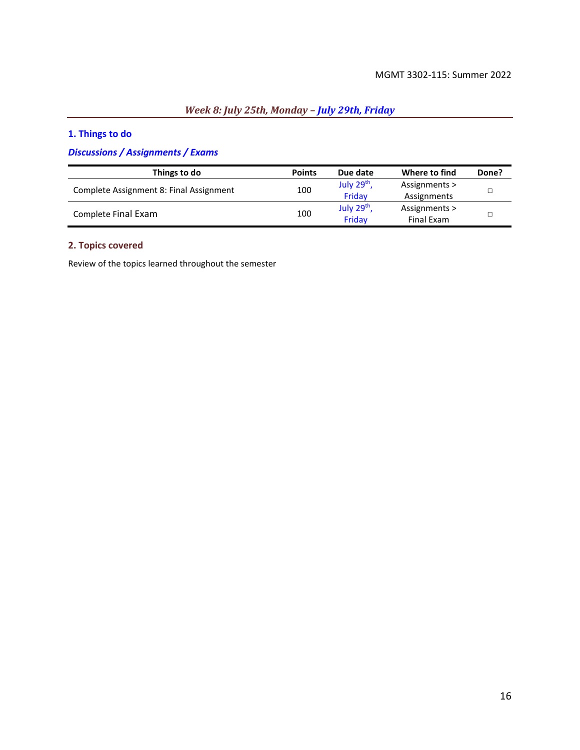## *Week 8: July 25th, Monday – July 29th, Friday*

### 1. Things to do

#### *Discussions / Assignments / Exams*

| Things to do | Points | Due date | Where to find | Done? |
|---|---|---|---|---|
| Complete Assignment 8: Final Assignment | 100 | July 29th, Friday | Assignments > Assignments | □ |
| Complete Final Exam | 100 | July 29th, Friday | Assignments > Final Exam | □ |

### 2. Topics covered

Review of the topics learned throughout the semester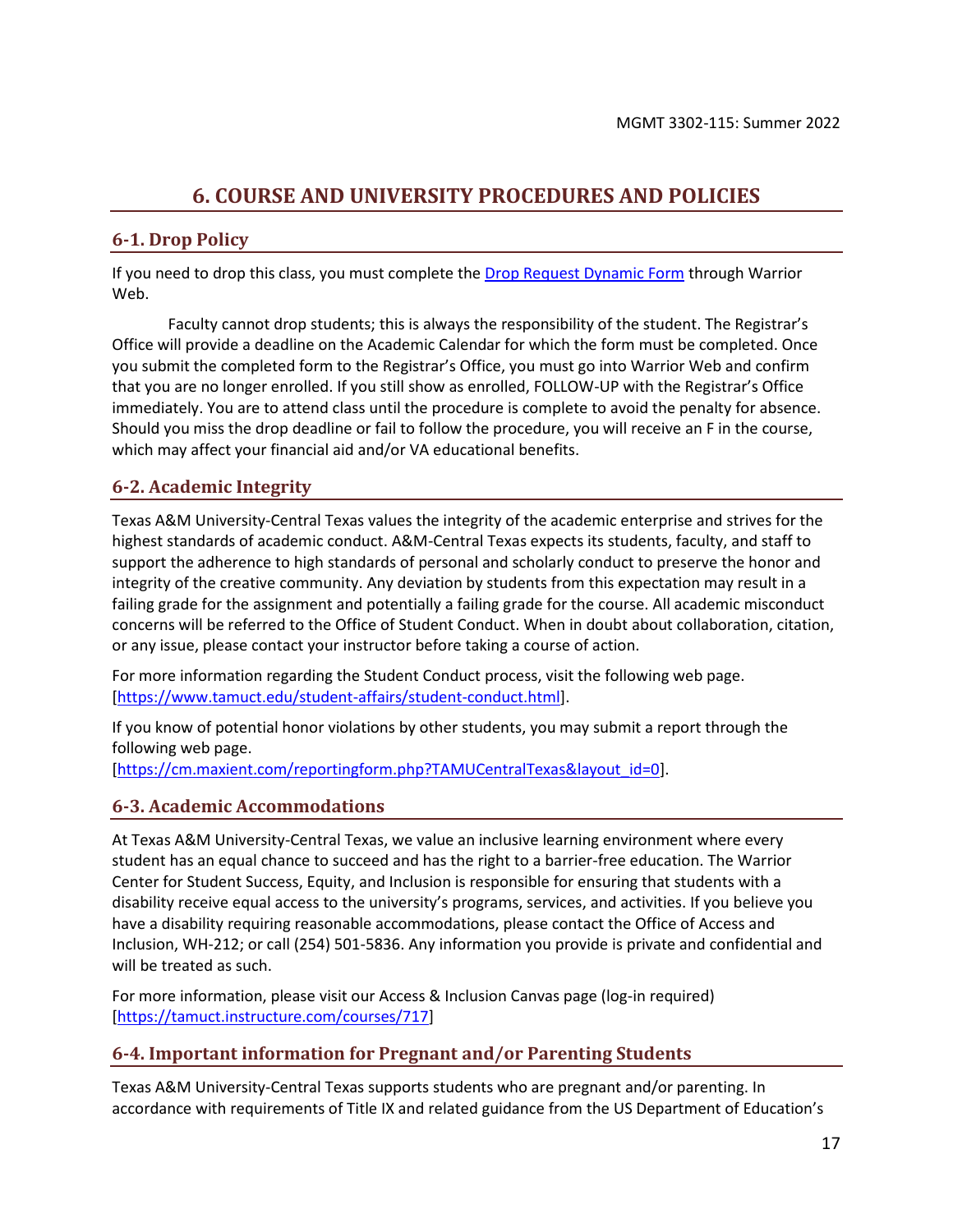# 6. COURSE AND UNIVERSITY PROCEDURES AND POLICIES

## 6-1. Drop Policy

If you need to drop this class, you must complete the [Drop Request Dynamic Form](#) through Warrior Web.

Faculty cannot drop students; this is always the responsibility of the student. The Registrar's Office will provide a deadline on the Academic Calendar for which the form must be completed. Once you submit the completed form to the Registrar's Office, you must go into Warrior Web and confirm that you are no longer enrolled. If you still show as enrolled, FOLLOW-UP with the Registrar's Office immediately. You are to attend class until the procedure is complete to avoid the penalty for absence. Should you miss the drop deadline or fail to follow the procedure, you will receive an F in the course, which may affect your financial aid and/or VA educational benefits.

## 6-2. Academic Integrity

Texas A&M University-Central Texas values the integrity of the academic enterprise and strives for the highest standards of academic conduct. A&M-Central Texas expects its students, faculty, and staff to support the adherence to high standards of personal and scholarly conduct to preserve the honor and integrity of the creative community. Any deviation by students from this expectation may result in a failing grade for the assignment and potentially a failing grade for the course. All academic misconduct concerns will be referred to the Office of Student Conduct. When in doubt about collaboration, citation, or any issue, please contact your instructor before taking a course of action.

For more information regarding the Student Conduct process, visit the following web page. [https://www.tamuct.edu/student-affairs/student-conduct.html].

If you know of potential honor violations by other students, you may submit a report through the following web page. [https://cm.maxient.com/reportingform.php?TAMUCentralTexas&layout_id=0].

## 6-3. Academic Accommodations

At Texas A&M University-Central Texas, we value an inclusive learning environment where every student has an equal chance to succeed and has the right to a barrier-free education. The Warrior Center for Student Success, Equity, and Inclusion is responsible for ensuring that students with a disability receive equal access to the university's programs, services, and activities. If you believe you have a disability requiring reasonable accommodations, please contact the Office of Access and Inclusion, WH-212; or call (254) 501-5836. Any information you provide is private and confidential and will be treated as such.

For more information, please visit our Access & Inclusion Canvas page (log-in required) [https://tamuct.instructure.com/courses/717]

## 6-4. Important information for Pregnant and/or Parenting Students

Texas A&M University-Central Texas supports students who are pregnant and/or parenting. In accordance with requirements of Title IX and related guidance from the US Department of Education's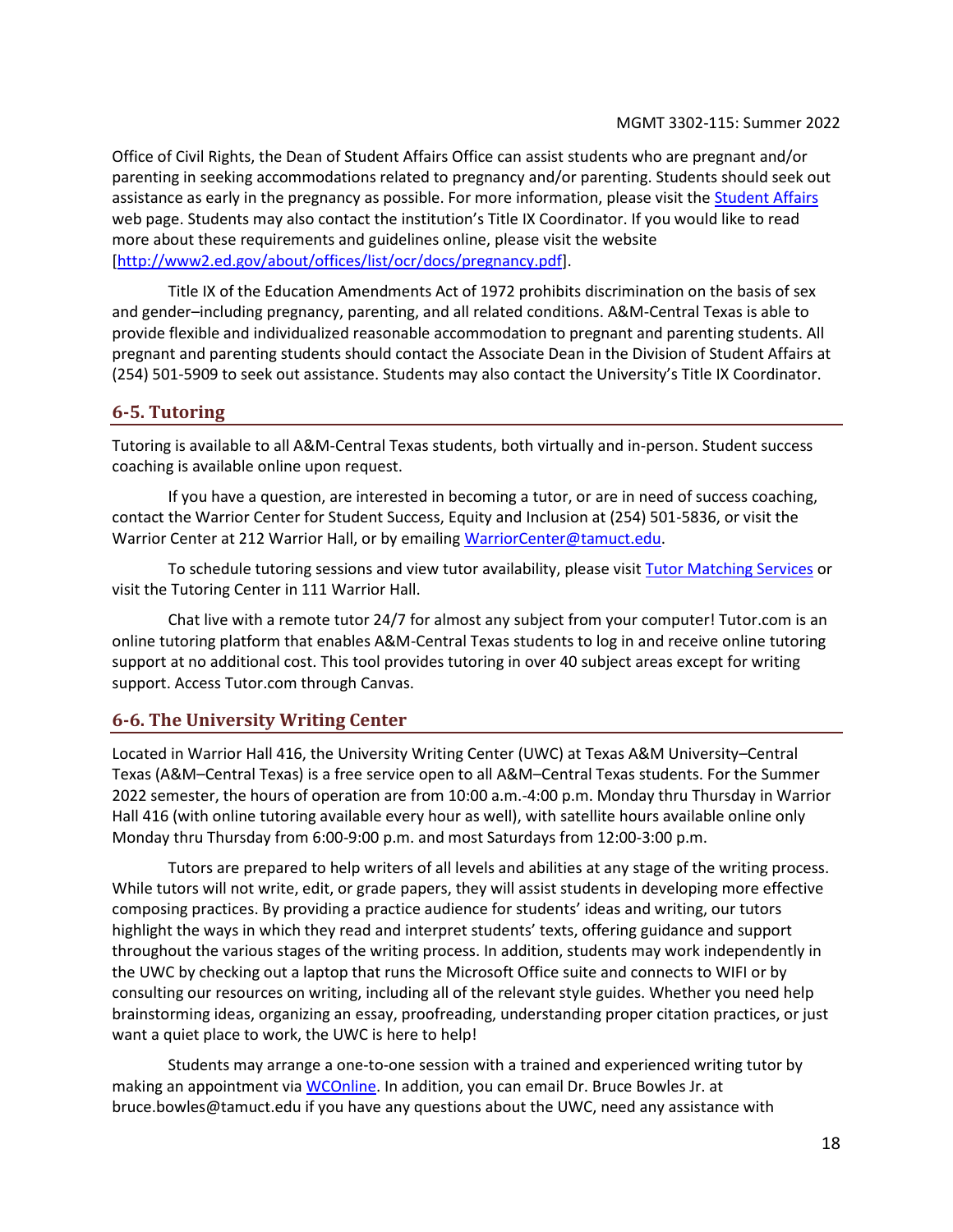Office of Civil Rights, the Dean of Student Affairs Office can assist students who are pregnant and/or parenting in seeking accommodations related to pregnancy and/or parenting. Students should seek out assistance as early in the pregnancy as possible. For more information, please visit the [Student Affairs](Student Affairs) web page. Students may also contact the institution's Title IX Coordinator. If you would like to read more about these requirements and guidelines online, please visit the website [[http://www2.ed.gov/about/offices/list/ocr/docs/pregnancy.pdf](http://www2.ed.gov/about/offices/list/ocr/docs/pregnancy.pdf)].

Title IX of the Education Amendments Act of 1972 prohibits discrimination on the basis of sex and gender–including pregnancy, parenting, and all related conditions. A&M-Central Texas is able to provide flexible and individualized reasonable accommodation to pregnant and parenting students. All pregnant and parenting students should contact the Associate Dean in the Division of Student Affairs at (254) 501-5909 to seek out assistance. Students may also contact the University's Title IX Coordinator.

## 6-5. Tutoring

Tutoring is available to all A&M-Central Texas students, both virtually and in-person. Student success coaching is available online upon request.

If you have a question, are interested in becoming a tutor, or are in need of success coaching, contact the Warrior Center for Student Success, Equity and Inclusion at (254) 501-5836, or visit the Warrior Center at 212 Warrior Hall, or by emailing WarriorCenter@tamuct.edu.

To schedule tutoring sessions and view tutor availability, please visit Tutor Matching Services or visit the Tutoring Center in 111 Warrior Hall.

Chat live with a remote tutor 24/7 for almost any subject from your computer! Tutor.com is an online tutoring platform that enables A&M-Central Texas students to log in and receive online tutoring support at no additional cost. This tool provides tutoring in over 40 subject areas except for writing support. Access Tutor.com through Canvas.

## 6-6. The University Writing Center

Located in Warrior Hall 416, the University Writing Center (UWC) at Texas A&M University–Central Texas (A&M–Central Texas) is a free service open to all A&M–Central Texas students. For the Summer 2022 semester, the hours of operation are from 10:00 a.m.-4:00 p.m. Monday thru Thursday in Warrior Hall 416 (with online tutoring available every hour as well), with satellite hours available online only Monday thru Thursday from 6:00-9:00 p.m. and most Saturdays from 12:00-3:00 p.m.

Tutors are prepared to help writers of all levels and abilities at any stage of the writing process. While tutors will not write, edit, or grade papers, they will assist students in developing more effective composing practices. By providing a practice audience for students' ideas and writing, our tutors highlight the ways in which they read and interpret students' texts, offering guidance and support throughout the various stages of the writing process. In addition, students may work independently in the UWC by checking out a laptop that runs the Microsoft Office suite and connects to WIFI or by consulting our resources on writing, including all of the relevant style guides. Whether you need help brainstorming ideas, organizing an essay, proofreading, understanding proper citation practices, or just want a quiet place to work, the UWC is here to help!

Students may arrange a one-to-one session with a trained and experienced writing tutor by making an appointment via WCOnline. In addition, you can email Dr. Bruce Bowles Jr. at bruce.bowles@tamuct.edu if you have any questions about the UWC, need any assistance with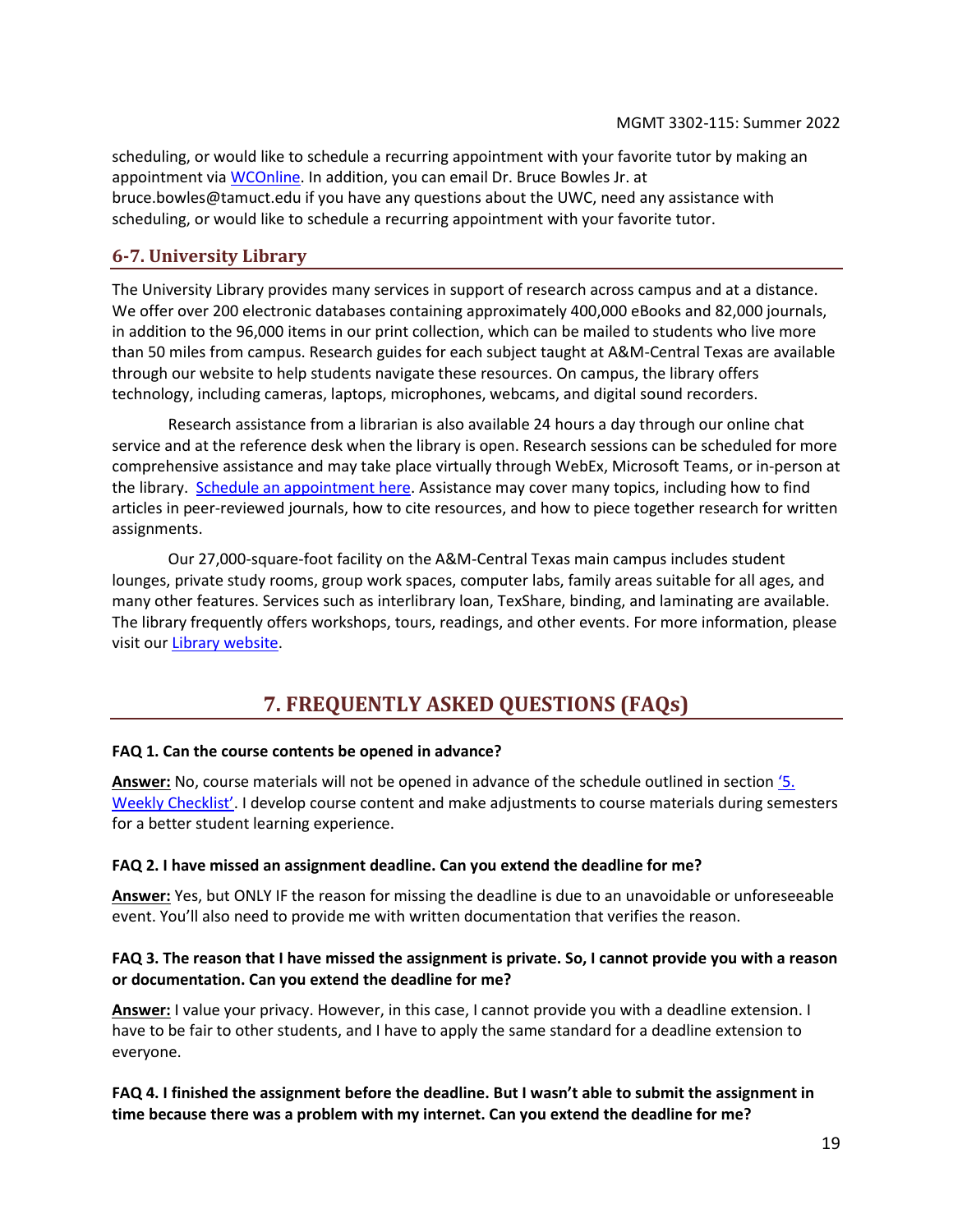scheduling, or would like to schedule a recurring appointment with your favorite tutor by making an appointment via WCOnline. In addition, you can email Dr. Bruce Bowles Jr. at bruce.bowles@tamuct.edu if you have any questions about the UWC, need any assistance with scheduling, or would like to schedule a recurring appointment with your favorite tutor.

### 6-7. University Library

The University Library provides many services in support of research across campus and at a distance. We offer over 200 electronic databases containing approximately 400,000 eBooks and 82,000 journals, in addition to the 96,000 items in our print collection, which can be mailed to students who live more than 50 miles from campus. Research guides for each subject taught at A&M-Central Texas are available through our website to help students navigate these resources. On campus, the library offers technology, including cameras, laptops, microphones, webcams, and digital sound recorders.

Research assistance from a librarian is also available 24 hours a day through our online chat service and at the reference desk when the library is open. Research sessions can be scheduled for more comprehensive assistance and may take place virtually through WebEx, Microsoft Teams, or in-person at the library. Schedule an appointment here. Assistance may cover many topics, including how to find articles in peer-reviewed journals, how to cite resources, and how to piece together research for written assignments.

Our 27,000-square-foot facility on the A&M-Central Texas main campus includes student lounges, private study rooms, group work spaces, computer labs, family areas suitable for all ages, and many other features. Services such as interlibrary loan, TexShare, binding, and laminating are available. The library frequently offers workshops, tours, readings, and other events. For more information, please visit our Library website.

## 7. FREQUENTLY ASKED QUESTIONS (FAQs)

**FAQ 1. Can the course contents be opened in advance?**

**Answer:** No, course materials will not be opened in advance of the schedule outlined in section '5. Weekly Checklist'. I develop course content and make adjustments to course materials during semesters for a better student learning experience.

**FAQ 2. I have missed an assignment deadline. Can you extend the deadline for me?**

**Answer:** Yes, but ONLY IF the reason for missing the deadline is due to an unavoidable or unforeseeable event. You'll also need to provide me with written documentation that verifies the reason.

**FAQ 3. The reason that I have missed the assignment is private. So, I cannot provide you with a reason or documentation. Can you extend the deadline for me?**

**Answer:** I value your privacy. However, in this case, I cannot provide you with a deadline extension. I have to be fair to other students, and I have to apply the same standard for a deadline extension to everyone.

**FAQ 4. I finished the assignment before the deadline. But I wasn't able to submit the assignment in time because there was a problem with my internet. Can you extend the deadline for me?**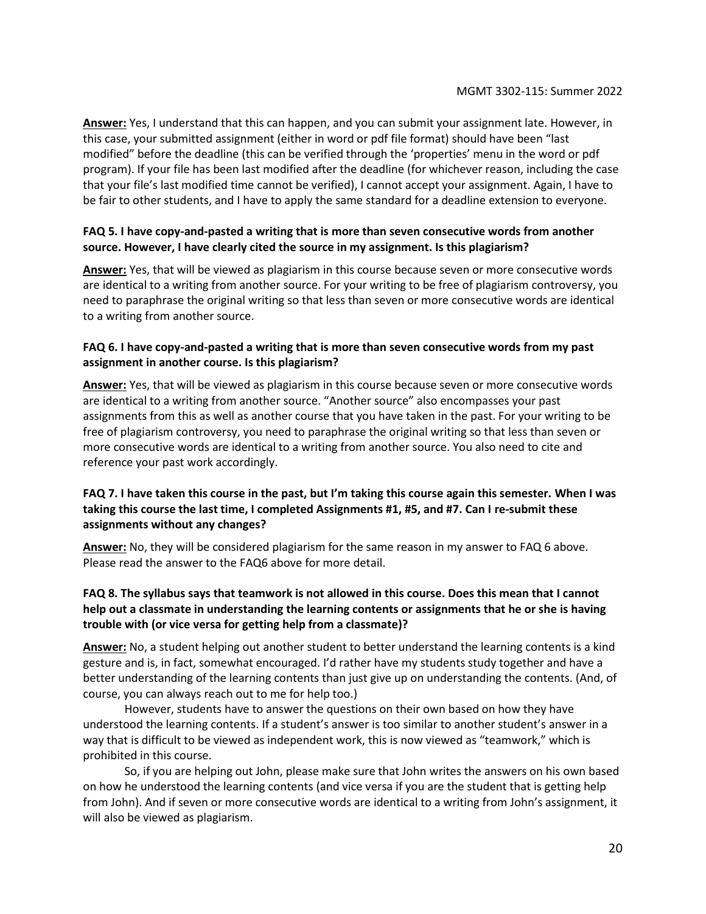**Answer:** Yes, I understand that this can happen, and you can submit your assignment late. However, in this case, your submitted assignment (either in word or pdf file format) should have been "last modified" before the deadline (this can be verified through the 'properties' menu in the word or pdf program). If your file has been last modified after the deadline (for whichever reason, including the case that your file's last modified time cannot be verified), I cannot accept your assignment. Again, I have to be fair to other students, and I have to apply the same standard for a deadline extension to everyone.

**FAQ 5. I have copy-and-pasted a writing that is more than seven consecutive words from another source. However, I have clearly cited the source in my assignment. Is this plagiarism?**

**Answer:** Yes, that will be viewed as plagiarism in this course because seven or more consecutive words are identical to a writing from another source. For your writing to be free of plagiarism controversy, you need to paraphrase the original writing so that less than seven or more consecutive words are identical to a writing from another source.

**FAQ 6. I have copy-and-pasted a writing that is more than seven consecutive words from my past assignment in another course. Is this plagiarism?**

**Answer:** Yes, that will be viewed as plagiarism in this course because seven or more consecutive words are identical to a writing from another source. "Another source" also encompasses your past assignments from this as well as another course that you have taken in the past. For your writing to be free of plagiarism controversy, you need to paraphrase the original writing so that less than seven or more consecutive words are identical to a writing from another source. You also need to cite and reference your past work accordingly.

**FAQ 7. I have taken this course in the past, but I'm taking this course again this semester. When I was taking this course the last time, I completed Assignments #1, #5, and #7. Can I re-submit these assignments without any changes?**

**Answer:** No, they will be considered plagiarism for the same reason in my answer to FAQ 6 above. Please read the answer to the FAQ6 above for more detail.

**FAQ 8. The syllabus says that teamwork is not allowed in this course. Does this mean that I cannot help out a classmate in understanding the learning contents or assignments that he or she is having trouble with (or vice versa for getting help from a classmate)?**

**Answer:** No, a student helping out another student to better understand the learning contents is a kind gesture and is, in fact, somewhat encouraged. I'd rather have my students study together and have a better understanding of the learning contents than just give up on understanding the contents. (And, of course, you can always reach out to me for help too.)

However, students have to answer the questions on their own based on how they have understood the learning contents. If a student's answer is too similar to another student's answer in a way that is difficult to be viewed as independent work, this is now viewed as "teamwork," which is prohibited in this course.

So, if you are helping out John, please make sure that John writes the answers on his own based on how he understood the learning contents (and vice versa if you are the student that is getting help from John). And if seven or more consecutive words are identical to a writing from John's assignment, it will also be viewed as plagiarism.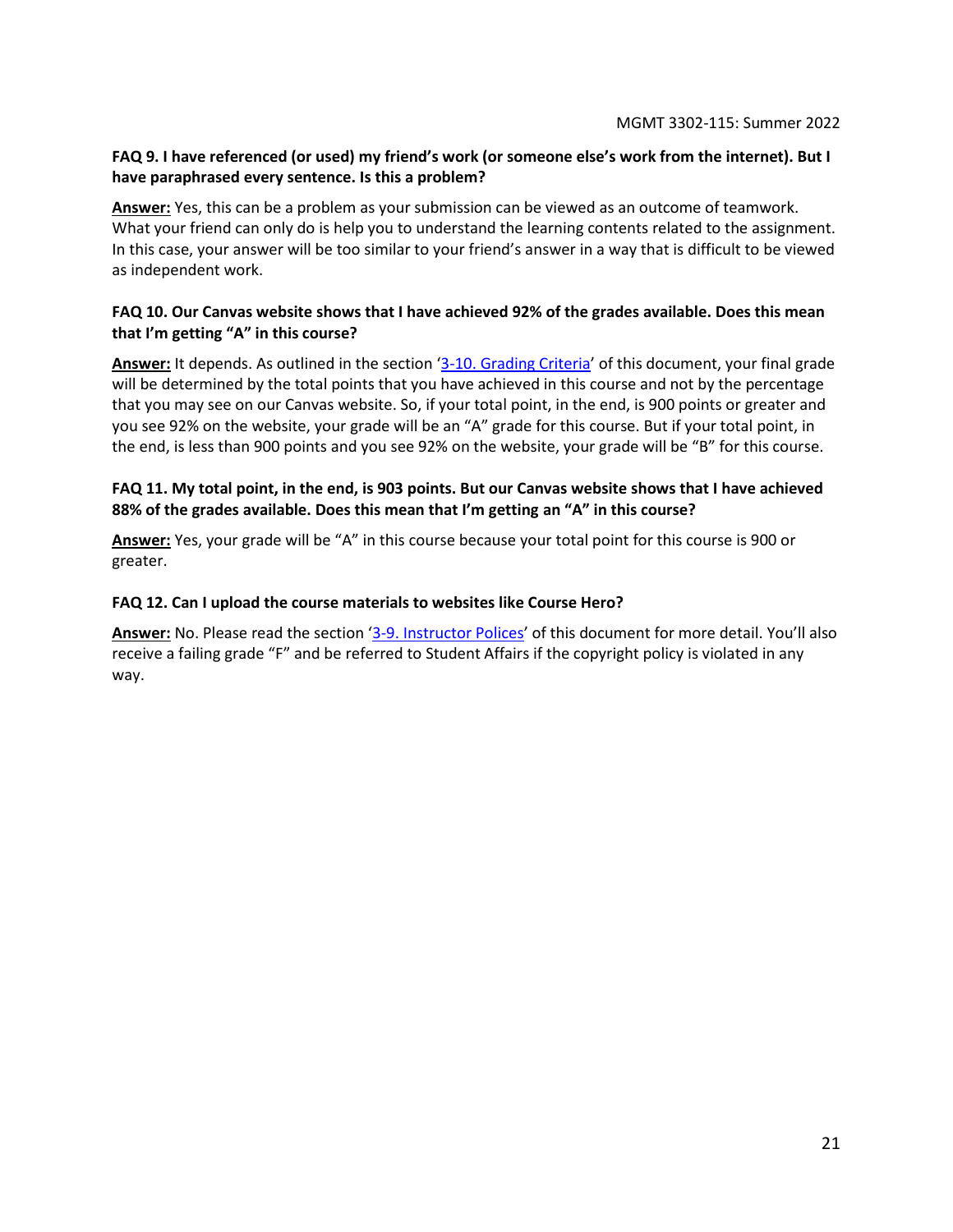**FAQ 9. I have referenced (or used) my friend's work (or someone else's work from the internet). But I have paraphrased every sentence. Is this a problem?**

**Answer:** Yes, this can be a problem as your submission can be viewed as an outcome of teamwork. What your friend can only do is help you to understand the learning contents related to the assignment. In this case, your answer will be too similar to your friend's answer in a way that is difficult to be viewed as independent work.

**FAQ 10. Our Canvas website shows that I have achieved 92% of the grades available. Does this mean that I'm getting "A" in this course?**

**Answer:** It depends. As outlined in the section '3-10. Grading Criteria' of this document, your final grade will be determined by the total points that you have achieved in this course and not by the percentage that you may see on our Canvas website. So, if your total point, in the end, is 900 points or greater and you see 92% on the website, your grade will be an "A" grade for this course. But if your total point, in the end, is less than 900 points and you see 92% on the website, your grade will be "B" for this course.

**FAQ 11. My total point, in the end, is 903 points. But our Canvas website shows that I have achieved 88% of the grades available. Does this mean that I'm getting an "A" in this course?**

**Answer:** Yes, your grade will be "A" in this course because your total point for this course is 900 or greater.

**FAQ 12. Can I upload the course materials to websites like Course Hero?**

**Answer:** No. Please read the section '3-9. Instructor Polices' of this document for more detail. You'll also receive a failing grade "F" and be referred to Student Affairs if the copyright policy is violated in any way.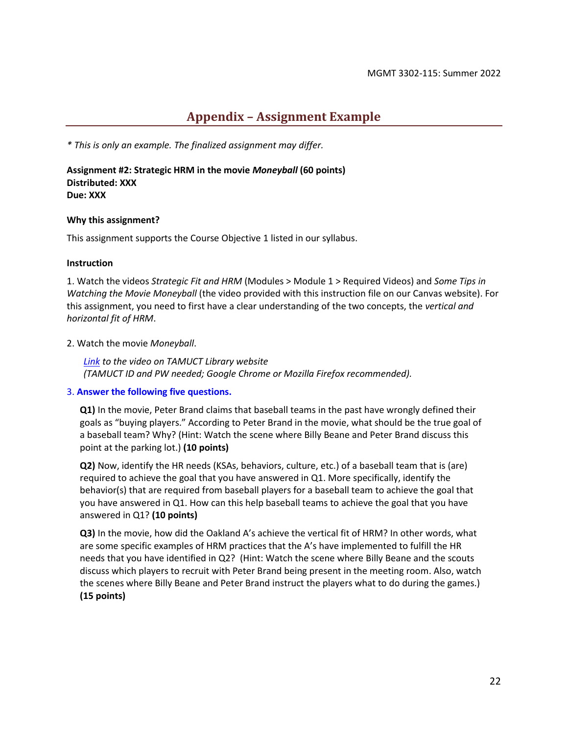## Appendix – Assignment Example

*\* This is only an example. The finalized assignment may differ.*

**Assignment #2: Strategic HRM in the movie *Moneyball* (60 points)**
**Distributed: XXX**
**Due: XXX**

**Why this assignment?**

This assignment supports the Course Objective 1 listed in our syllabus.

**Instruction**

1. Watch the videos *Strategic Fit and HRM* (Modules > Module 1 > Required Videos) and *Some Tips in Watching the Movie Moneyball* (the video provided with this instruction file on our Canvas website). For this assignment, you need to first have a clear understanding of the two concepts, the *vertical and horizontal fit of HRM*.

2. Watch the movie *Moneyball*.

   *Link to the video on TAMUCT Library website*
   *(TAMUCT ID and PW needed; Google Chrome or Mozilla Firefox recommended).*

3. **Answer the following five questions.**

   **Q1)** In the movie, Peter Brand claims that baseball teams in the past have wrongly defined their goals as "buying players." According to Peter Brand in the movie, what should be the true goal of a baseball team? Why? (Hint: Watch the scene where Billy Beane and Peter Brand discuss this point at the parking lot.) **(10 points)**

   **Q2)** Now, identify the HR needs (KSAs, behaviors, culture, etc.) of a baseball team that is (are) required to achieve the goal that you have answered in Q1. More specifically, identify the behavior(s) that are required from baseball players for a baseball team to achieve the goal that you have answered in Q1. How can this help baseball teams to achieve the goal that you have answered in Q1? **(10 points)**

   **Q3)** In the movie, how did the Oakland A's achieve the vertical fit of HRM? In other words, what are some specific examples of HRM practices that the A's have implemented to fulfill the HR needs that you have identified in Q2? (Hint: Watch the scene where Billy Beane and the scouts discuss which players to recruit with Peter Brand being present in the meeting room. Also, watch the scenes where Billy Beane and Peter Brand instruct the players what to do during the games.) **(15 points)**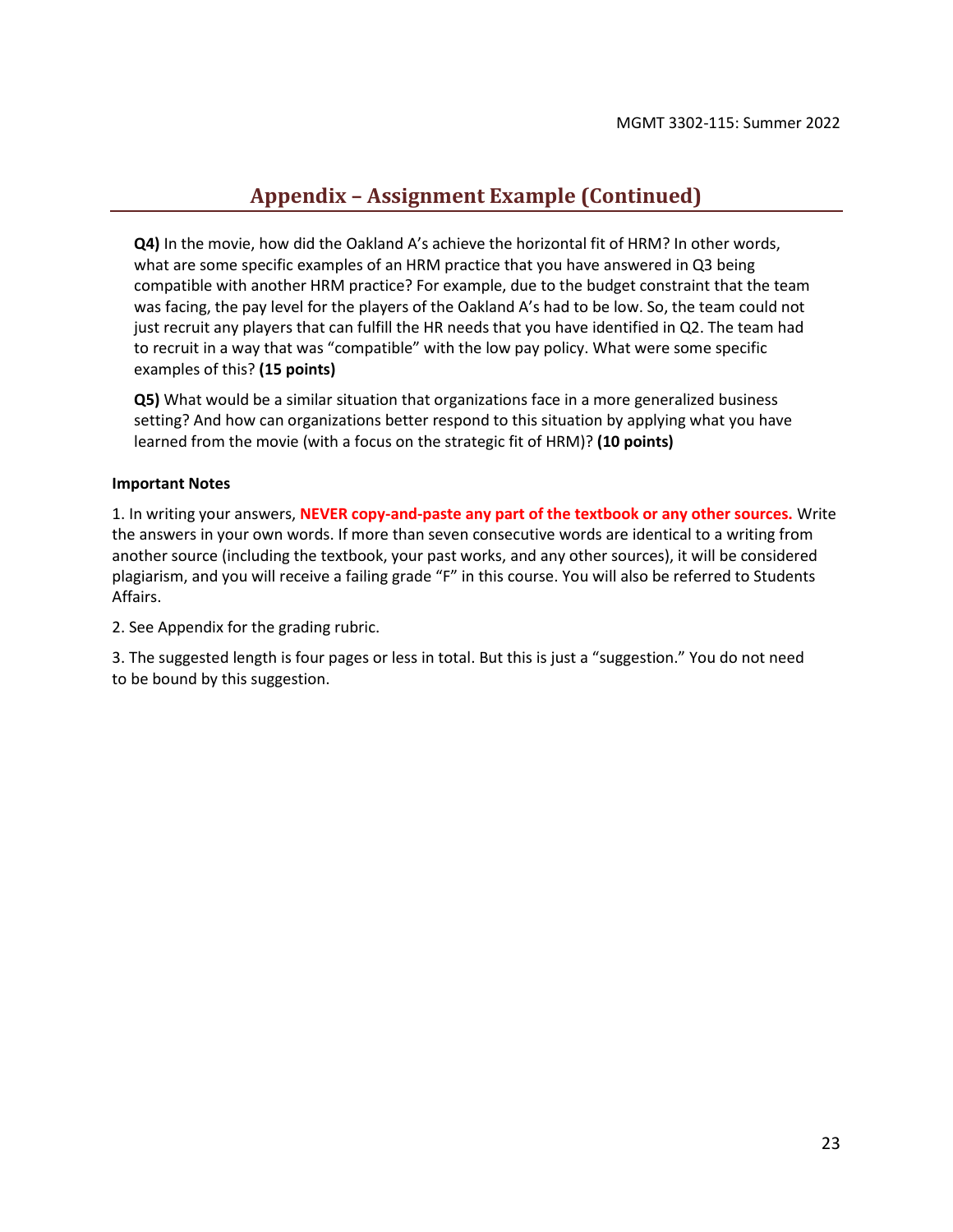## Appendix – Assignment Example (Continued)

**Q4)** In the movie, how did the Oakland A's achieve the horizontal fit of HRM? In other words, what are some specific examples of an HRM practice that you have answered in Q3 being compatible with another HRM practice? For example, due to the budget constraint that the team was facing, the pay level for the players of the Oakland A's had to be low. So, the team could not just recruit any players that can fulfill the HR needs that you have identified in Q2. The team had to recruit in a way that was "compatible" with the low pay policy. What were some specific examples of this? **(15 points)**

**Q5)** What would be a similar situation that organizations face in a more generalized business setting? And how can organizations better respond to this situation by applying what you have learned from the movie (with a focus on the strategic fit of HRM)? **(10 points)**

**Important Notes**

1. In writing your answers, **NEVER copy-and-paste any part of the textbook or any other sources.** Write the answers in your own words. If more than seven consecutive words are identical to a writing from another source (including the textbook, your past works, and any other sources), it will be considered plagiarism, and you will receive a failing grade "F" in this course. You will also be referred to Students Affairs.

2. See Appendix for the grading rubric.

3. The suggested length is four pages or less in total. But this is just a "suggestion." You do not need to be bound by this suggestion.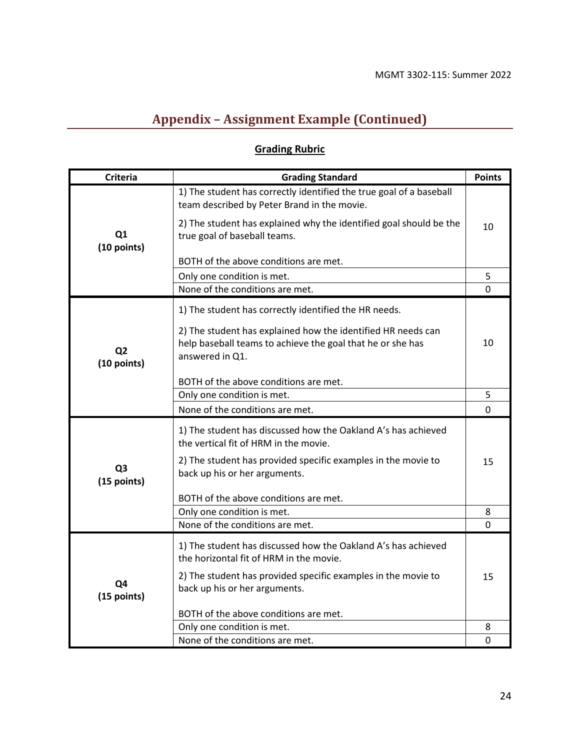## Appendix – Assignment Example (Continued)

### Grading Rubric

| Criteria | Grading Standard | Points |
|---|---|---|
| **Q1 (10 points)** | 1) The student has correctly identified the true goal of a baseball team described by Peter Brand in the movie.<br><br>2) The student has explained why the identified goal should be the true goal of baseball teams.<br><br>BOTH of the above conditions are met. | 10 |
| | Only one condition is met. | 5 |
| | None of the conditions are met. | 0 |
| **Q2 (10 points)** | 1) The student has correctly identified the HR needs.<br><br>2) The student has explained how the identified HR needs can help baseball teams to achieve the goal that he or she has answered in Q1.<br><br>BOTH of the above conditions are met. | 10 |
| | Only one condition is met. | 5 |
| | None of the conditions are met. | 0 |
| **Q3 (15 points)** | 1) The student has discussed how the Oakland A's has achieved the vertical fit of HRM in the movie.<br><br>2) The student has provided specific examples in the movie to back up his or her arguments.<br><br>BOTH of the above conditions are met. | 15 |
| | Only one condition is met. | 8 |
| | None of the conditions are met. | 0 |
| **Q4 (15 points)** | 1) The student has discussed how the Oakland A's has achieved the horizontal fit of HRM in the movie.<br><br>2) The student has provided specific examples in the movie to back up his or her arguments.<br><br>BOTH of the above conditions are met. | 15 |
| | Only one condition is met. | 8 |
| | None of the conditions are met. | 0 |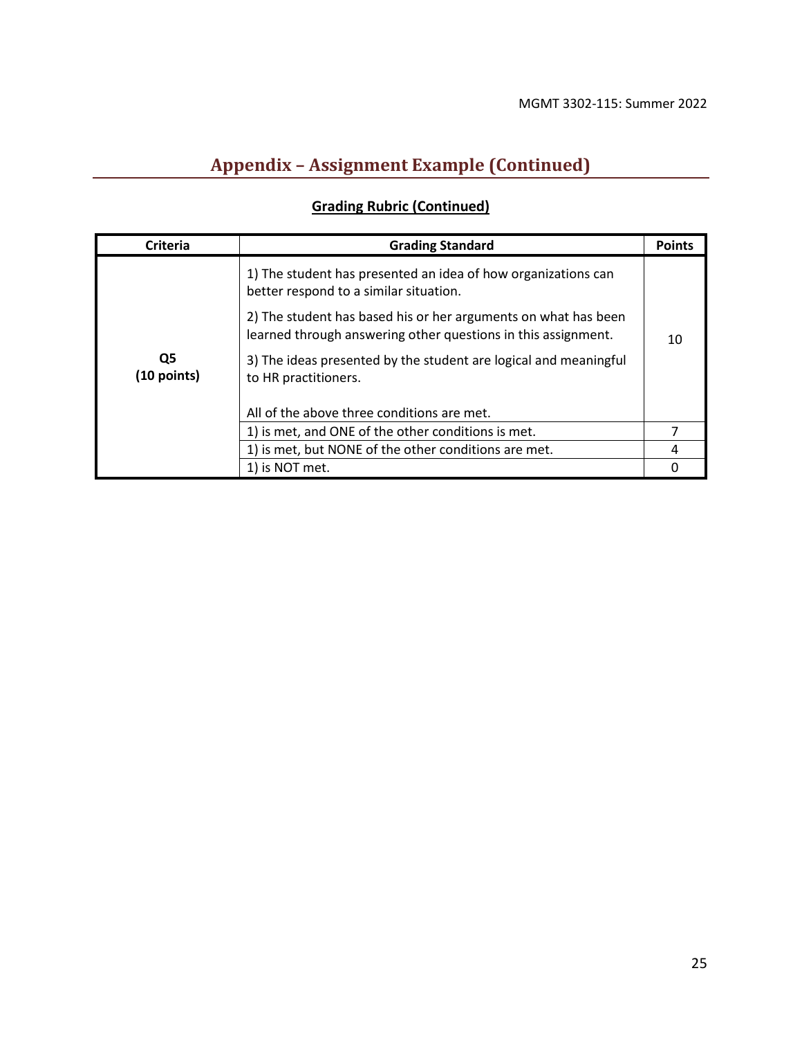## Appendix – Assignment Example (Continued)

**Grading Rubric (Continued)**

| Criteria | Grading Standard | Points |
|---|---|---|
| **Q5 (10 points)** | 1) The student has presented an idea of how organizations can better respond to a similar situation.<br>2) The student has based his or her arguments on what has been learned through answering other questions in this assignment.<br>3) The ideas presented by the student are logical and meaningful to HR practitioners.<br><br>All of the above three conditions are met. | 10 |
| | 1) is met, and ONE of the other conditions is met. | 7 |
| | 1) is met, but NONE of the other conditions are met. | 4 |
| | 1) is NOT met. | 0 |